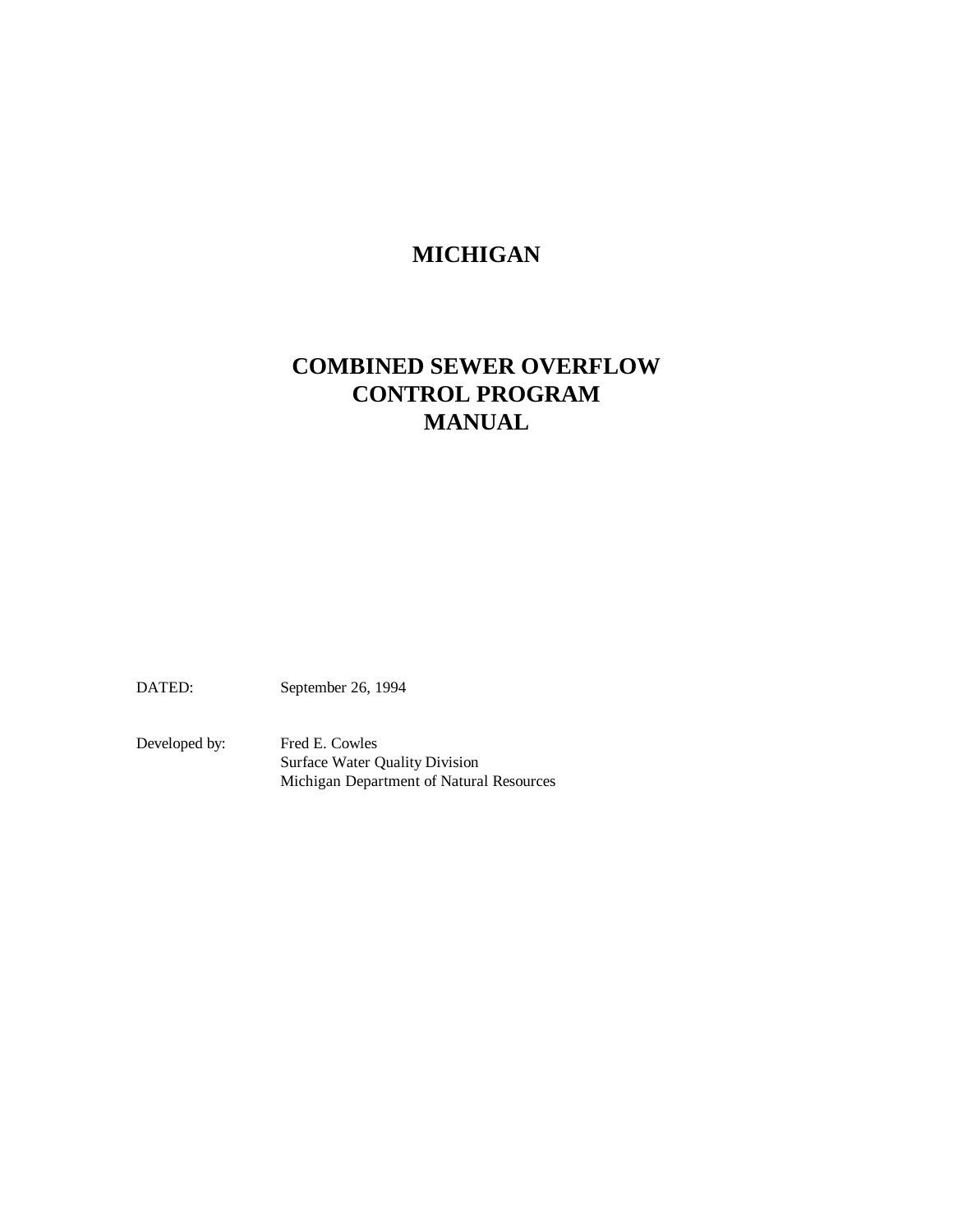# MICHIGAN

# COMBINED SEWER OVERFLOW CONTROL PROGRAM MANUAL

DATED: September 26, 1994

Developed by: Fred E. Cowles
Surface Water Quality Division
Michigan Department of Natural Resources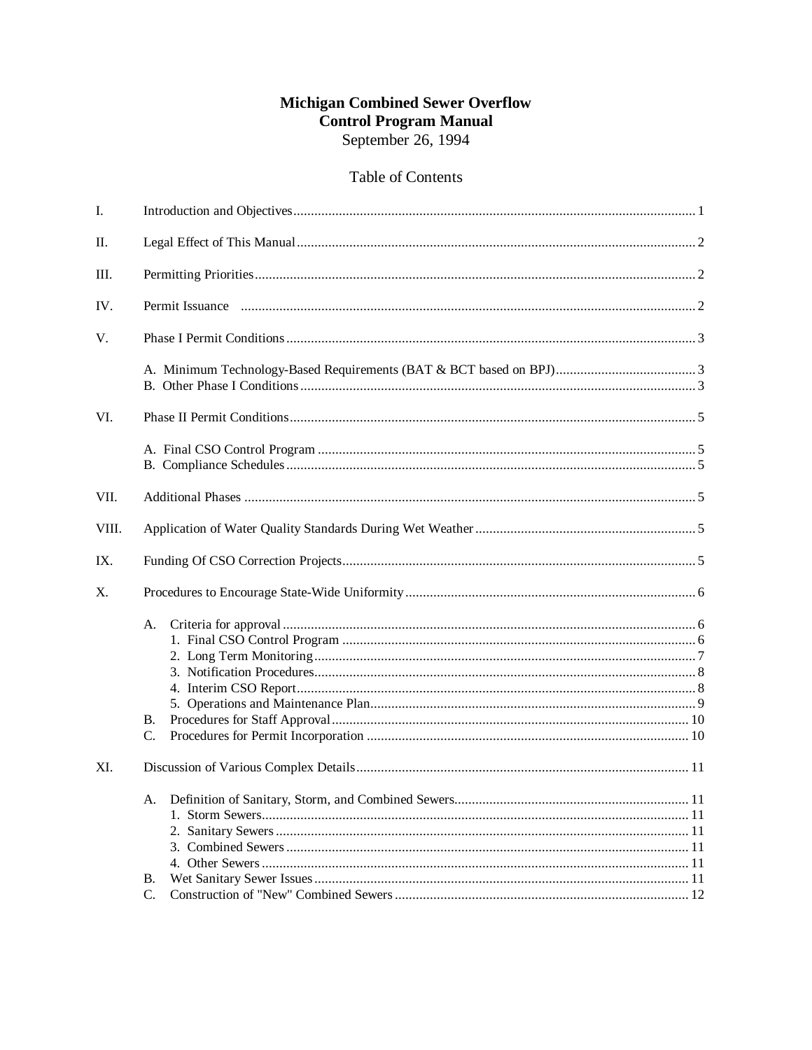# Michigan Combined Sewer Overflow Control Program Manual

September 26, 1994

## Table of Contents

I. Introduction and Objectives ..... 1

II. Legal Effect of This Manual ..... 2

III. Permitting Priorities ..... 2

IV. Permit Issuance ..... 2

V. Phase I Permit Conditions ..... 3

- A. Minimum Technology-Based Requirements (BAT & BCT based on BPJ) ..... 3
- B. Other Phase I Conditions ..... 3

VI. Phase II Permit Conditions ..... 5

- A. Final CSO Control Program ..... 5
- B. Compliance Schedules ..... 5

VII. Additional Phases ..... 5

VIII. Application of Water Quality Standards During Wet Weather ..... 5

IX. Funding Of CSO Correction Projects ..... 5

X. Procedures to Encourage State-Wide Uniformity ..... 6

- A. Criteria for approval ..... 6
  1. Final CSO Control Program ..... 6
  2. Long Term Monitoring ..... 7
  3. Notification Procedures ..... 8
  4. Interim CSO Report ..... 8
  5. Operations and Maintenance Plan ..... 9
- B. Procedures for Staff Approval ..... 10
- C. Procedures for Permit Incorporation ..... 10

XI. Discussion of Various Complex Details ..... 11

- A. Definition of Sanitary, Storm, and Combined Sewers ..... 11
  1. Storm Sewers ..... 11
  2. Sanitary Sewers ..... 11
  3. Combined Sewers ..... 11
  4. Other Sewers ..... 11
- B. Wet Sanitary Sewer Issues ..... 11
- C. Construction of "New" Combined Sewers ..... 12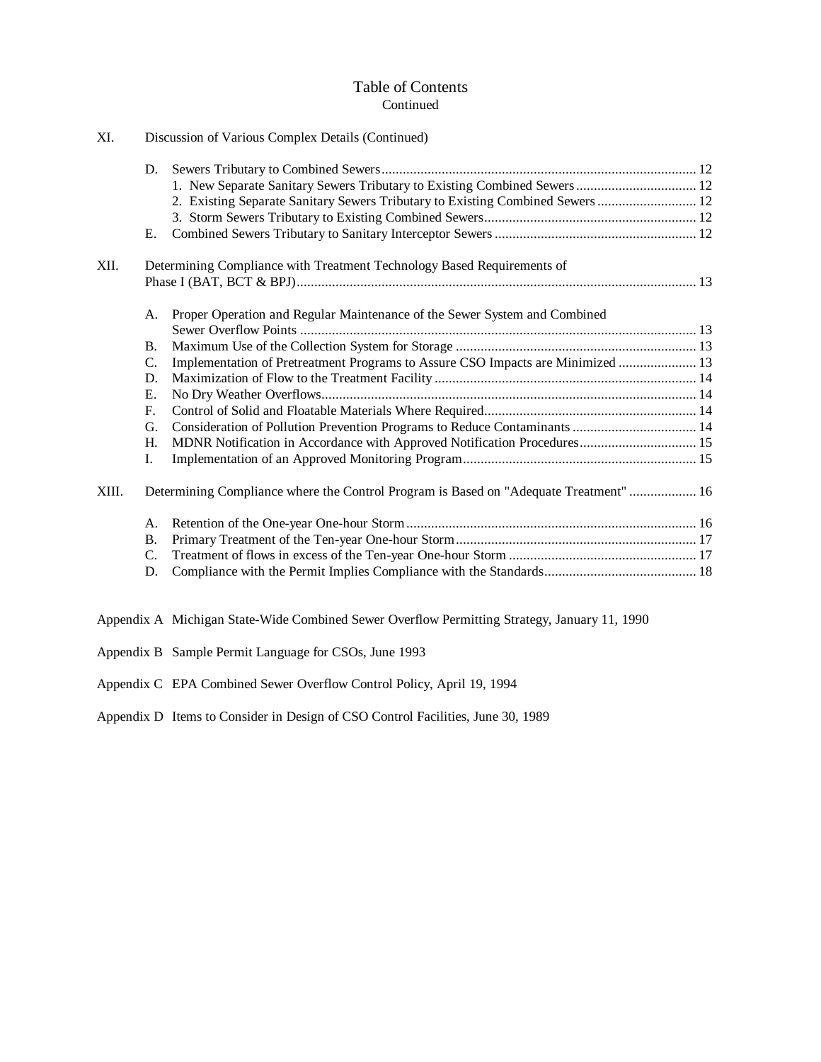# Table of Contents

Continued

XI. Discussion of Various Complex Details (Continued)

- D. Sewers Tributary to Combined Sewers ........ 12
  - 1. New Separate Sanitary Sewers Tributary to Existing Combined Sewers ........ 12
  - 2. Existing Separate Sanitary Sewers Tributary to Existing Combined Sewers ........ 12
  - 3. Storm Sewers Tributary to Existing Combined Sewers ........ 12
- E. Combined Sewers Tributary to Sanitary Interceptor Sewers ........ 12

XII. Determining Compliance with Treatment Technology Based Requirements of Phase I (BAT, BCT & BPJ) ........ 13

- A. Proper Operation and Regular Maintenance of the Sewer System and Combined Sewer Overflow Points ........ 13
- B. Maximum Use of the Collection System for Storage ........ 13
- C. Implementation of Pretreatment Programs to Assure CSO Impacts are Minimized ........ 13
- D. Maximization of Flow to the Treatment Facility ........ 14
- E. No Dry Weather Overflows ........ 14
- F. Control of Solid and Floatable Materials Where Required ........ 14
- G. Consideration of Pollution Prevention Programs to Reduce Contaminants ........ 14
- H. MDNR Notification in Accordance with Approved Notification Procedures ........ 15
- I. Implementation of an Approved Monitoring Program ........ 15

XIII. Determining Compliance where the Control Program is Based on "Adequate Treatment" ........ 16

- A. Retention of the One-year One-hour Storm ........ 16
- B. Primary Treatment of the Ten-year One-hour Storm ........ 17
- C. Treatment of flows in excess of the Ten-year One-hour Storm ........ 17
- D. Compliance with the Permit Implies Compliance with the Standards ........ 18

Appendix A Michigan State-Wide Combined Sewer Overflow Permitting Strategy, January 11, 1990

Appendix B Sample Permit Language for CSOs, June 1993

Appendix C EPA Combined Sewer Overflow Control Policy, April 19, 1994

Appendix D Items to Consider in Design of CSO Control Facilities, June 30, 1989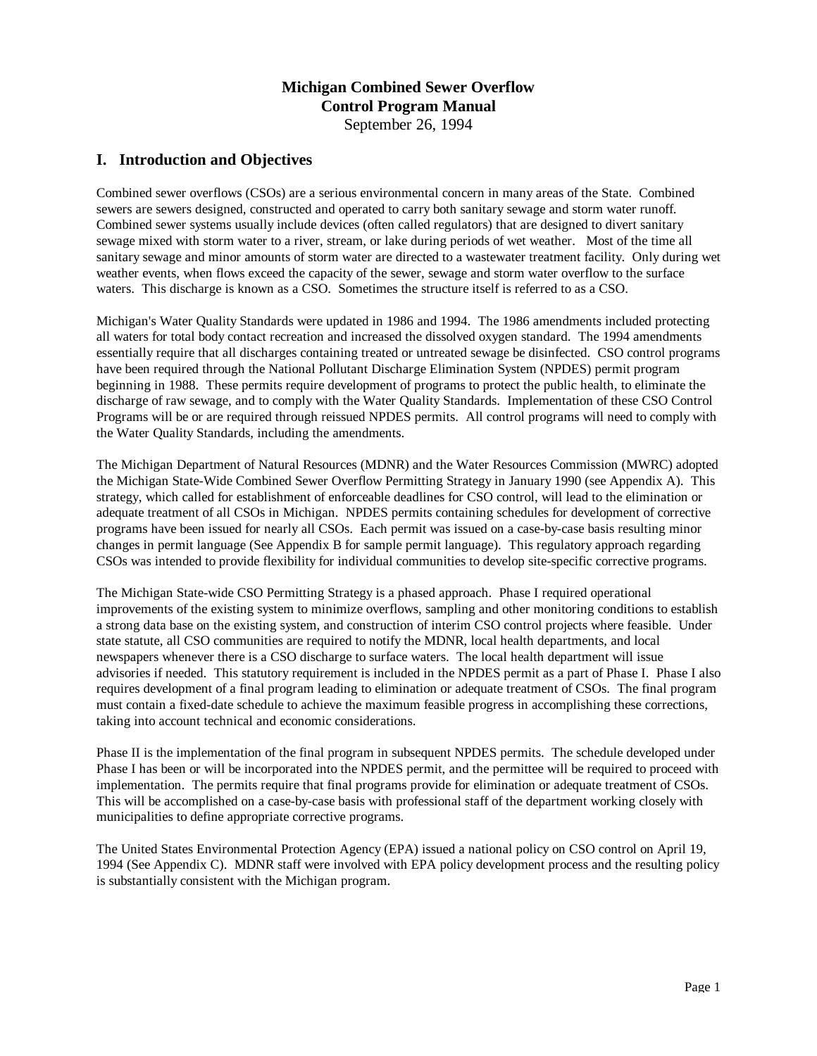# Michigan Combined Sewer Overflow Control Program Manual

September 26, 1994

## I. Introduction and Objectives

Combined sewer overflows (CSOs) are a serious environmental concern in many areas of the State. Combined sewers are sewers designed, constructed and operated to carry both sanitary sewage and storm water runoff. Combined sewer systems usually include devices (often called regulators) that are designed to divert sanitary sewage mixed with storm water to a river, stream, or lake during periods of wet weather. Most of the time all sanitary sewage and minor amounts of storm water are directed to a wastewater treatment facility. Only during wet weather events, when flows exceed the capacity of the sewer, sewage and storm water overflow to the surface waters. This discharge is known as a CSO. Sometimes the structure itself is referred to as a CSO.

Michigan's Water Quality Standards were updated in 1986 and 1994. The 1986 amendments included protecting all waters for total body contact recreation and increased the dissolved oxygen standard. The 1994 amendments essentially require that all discharges containing treated or untreated sewage be disinfected. CSO control programs have been required through the National Pollutant Discharge Elimination System (NPDES) permit program beginning in 1988. These permits require development of programs to protect the public health, to eliminate the discharge of raw sewage, and to comply with the Water Quality Standards. Implementation of these CSO Control Programs will be or are required through reissued NPDES permits. All control programs will need to comply with the Water Quality Standards, including the amendments.

The Michigan Department of Natural Resources (MDNR) and the Water Resources Commission (MWRC) adopted the Michigan State-Wide Combined Sewer Overflow Permitting Strategy in January 1990 (see Appendix A). This strategy, which called for establishment of enforceable deadlines for CSO control, will lead to the elimination or adequate treatment of all CSOs in Michigan. NPDES permits containing schedules for development of corrective programs have been issued for nearly all CSOs. Each permit was issued on a case-by-case basis resulting minor changes in permit language (See Appendix B for sample permit language). This regulatory approach regarding CSOs was intended to provide flexibility for individual communities to develop site-specific corrective programs.

The Michigan State-wide CSO Permitting Strategy is a phased approach. Phase I required operational improvements of the existing system to minimize overflows, sampling and other monitoring conditions to establish a strong data base on the existing system, and construction of interim CSO control projects where feasible. Under state statute, all CSO communities are required to notify the MDNR, local health departments, and local newspapers whenever there is a CSO discharge to surface waters. The local health department will issue advisories if needed. This statutory requirement is included in the NPDES permit as a part of Phase I. Phase I also requires development of a final program leading to elimination or adequate treatment of CSOs. The final program must contain a fixed-date schedule to achieve the maximum feasible progress in accomplishing these corrections, taking into account technical and economic considerations.

Phase II is the implementation of the final program in subsequent NPDES permits. The schedule developed under Phase I has been or will be incorporated into the NPDES permit, and the permittee will be required to proceed with implementation. The permits require that final programs provide for elimination or adequate treatment of CSOs. This will be accomplished on a case-by-case basis with professional staff of the department working closely with municipalities to define appropriate corrective programs.

The United States Environmental Protection Agency (EPA) issued a national policy on CSO control on April 19, 1994 (See Appendix C). MDNR staff were involved with EPA policy development process and the resulting policy is substantially consistent with the Michigan program.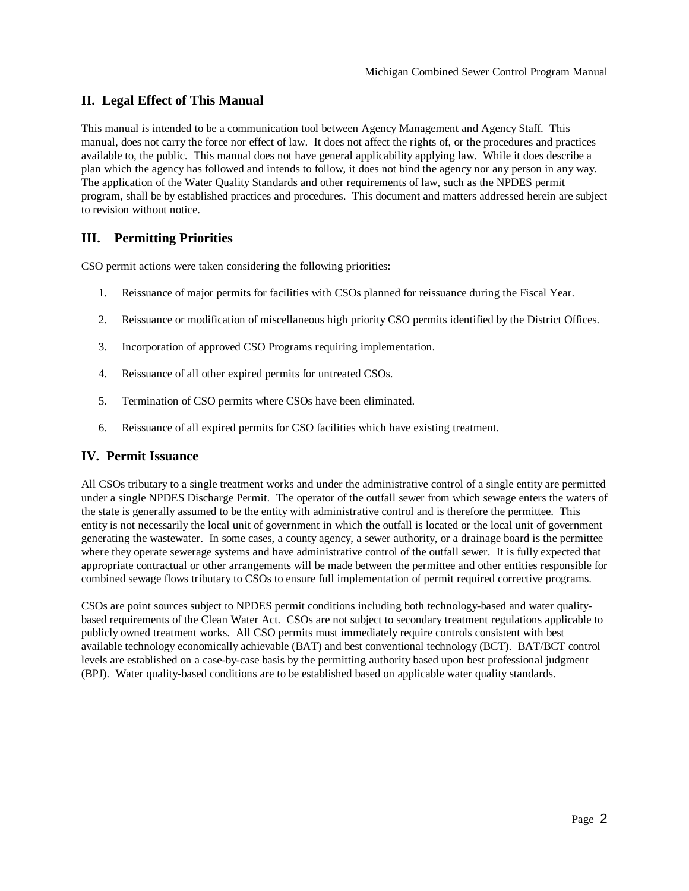## II. Legal Effect of This Manual

This manual is intended to be a communication tool between Agency Management and Agency Staff. This manual, does not carry the force nor effect of law. It does not affect the rights of, or the procedures and practices available to, the public. This manual does not have general applicability applying law. While it does describe a plan which the agency has followed and intends to follow, it does not bind the agency nor any person in any way. The application of the Water Quality Standards and other requirements of law, such as the NPDES permit program, shall be by established practices and procedures. This document and matters addressed herein are subject to revision without notice.

## III. Permitting Priorities

CSO permit actions were taken considering the following priorities:

1. Reissuance of major permits for facilities with CSOs planned for reissuance during the Fiscal Year.
2. Reissuance or modification of miscellaneous high priority CSO permits identified by the District Offices.
3. Incorporation of approved CSO Programs requiring implementation.
4. Reissuance of all other expired permits for untreated CSOs.
5. Termination of CSO permits where CSOs have been eliminated.
6. Reissuance of all expired permits for CSO facilities which have existing treatment.

## IV. Permit Issuance

All CSOs tributary to a single treatment works and under the administrative control of a single entity are permitted under a single NPDES Discharge Permit. The operator of the outfall sewer from which sewage enters the waters of the state is generally assumed to be the entity with administrative control and is therefore the permittee. This entity is not necessarily the local unit of government in which the outfall is located or the local unit of government generating the wastewater. In some cases, a county agency, a sewer authority, or a drainage board is the permittee where they operate sewerage systems and have administrative control of the outfall sewer. It is fully expected that appropriate contractual or other arrangements will be made between the permittee and other entities responsible for combined sewage flows tributary to CSOs to ensure full implementation of permit required corrective programs.

CSOs are point sources subject to NPDES permit conditions including both technology-based and water quality-based requirements of the Clean Water Act. CSOs are not subject to secondary treatment regulations applicable to publicly owned treatment works. All CSO permits must immediately require controls consistent with best available technology economically achievable (BAT) and best conventional technology (BCT). BAT/BCT control levels are established on a case-by-case basis by the permitting authority based upon best professional judgment (BPJ). Water quality-based conditions are to be established based on applicable water quality standards.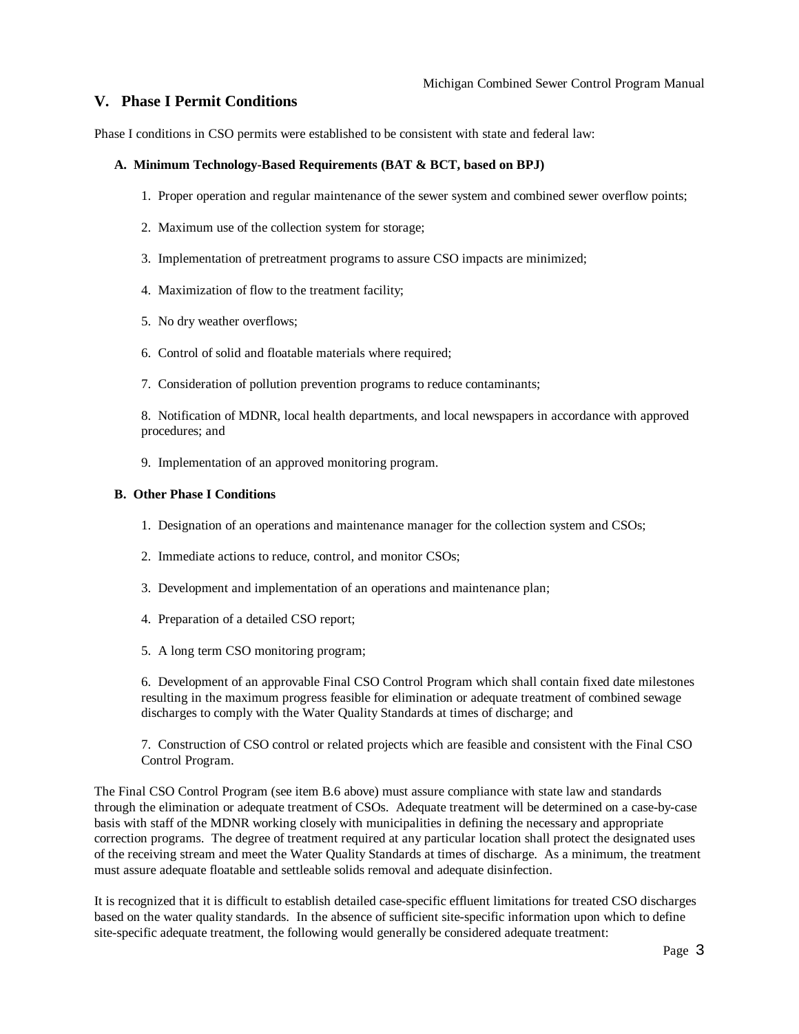## V. Phase I Permit Conditions

Phase I conditions in CSO permits were established to be consistent with state and federal law:

### A. Minimum Technology-Based Requirements (BAT & BCT, based on BPJ)

1. Proper operation and regular maintenance of the sewer system and combined sewer overflow points;
2. Maximum use of the collection system for storage;
3. Implementation of pretreatment programs to assure CSO impacts are minimized;
4. Maximization of flow to the treatment facility;
5. No dry weather overflows;
6. Control of solid and floatable materials where required;
7. Consideration of pollution prevention programs to reduce contaminants;
8. Notification of MDNR, local health departments, and local newspapers in accordance with approved procedures; and
9. Implementation of an approved monitoring program.

### B. Other Phase I Conditions

1. Designation of an operations and maintenance manager for the collection system and CSOs;
2. Immediate actions to reduce, control, and monitor CSOs;
3. Development and implementation of an operations and maintenance plan;
4. Preparation of a detailed CSO report;
5. A long term CSO monitoring program;
6. Development of an approvable Final CSO Control Program which shall contain fixed date milestones resulting in the maximum progress feasible for elimination or adequate treatment of combined sewage discharges to comply with the Water Quality Standards at times of discharge; and
7. Construction of CSO control or related projects which are feasible and consistent with the Final CSO Control Program.

The Final CSO Control Program (see item B.6 above) must assure compliance with state law and standards through the elimination or adequate treatment of CSOs. Adequate treatment will be determined on a case-by-case basis with staff of the MDNR working closely with municipalities in defining the necessary and appropriate correction programs. The degree of treatment required at any particular location shall protect the designated uses of the receiving stream and meet the Water Quality Standards at times of discharge. As a minimum, the treatment must assure adequate floatable and settleable solids removal and adequate disinfection.

It is recognized that it is difficult to establish detailed case-specific effluent limitations for treated CSO discharges based on the water quality standards. In the absence of sufficient site-specific information upon which to define site-specific adequate treatment, the following would generally be considered adequate treatment: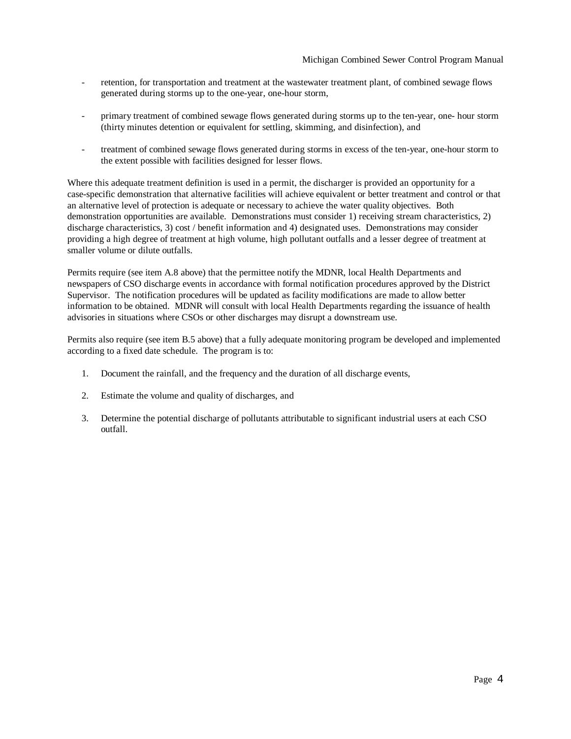- retention, for transportation and treatment at the wastewater treatment plant, of combined sewage flows generated during storms up to the one-year, one-hour storm,

- primary treatment of combined sewage flows generated during storms up to the ten-year, one- hour storm (thirty minutes detention or equivalent for settling, skimming, and disinfection), and

- treatment of combined sewage flows generated during storms in excess of the ten-year, one-hour storm to the extent possible with facilities designed for lesser flows.

Where this adequate treatment definition is used in a permit, the discharger is provided an opportunity for a case-specific demonstration that alternative facilities will achieve equivalent or better treatment and control or that an alternative level of protection is adequate or necessary to achieve the water quality objectives. Both demonstration opportunities are available. Demonstrations must consider 1) receiving stream characteristics, 2) discharge characteristics, 3) cost / benefit information and 4) designated uses. Demonstrations may consider providing a high degree of treatment at high volume, high pollutant outfalls and a lesser degree of treatment at smaller volume or dilute outfalls.

Permits require (see item A.8 above) that the permittee notify the MDNR, local Health Departments and newspapers of CSO discharge events in accordance with formal notification procedures approved by the District Supervisor. The notification procedures will be updated as facility modifications are made to allow better information to be obtained. MDNR will consult with local Health Departments regarding the issuance of health advisories in situations where CSOs or other discharges may disrupt a downstream use.

Permits also require (see item B.5 above) that a fully adequate monitoring program be developed and implemented according to a fixed date schedule. The program is to:

1. Document the rainfall, and the frequency and the duration of all discharge events,

2. Estimate the volume and quality of discharges, and

3. Determine the potential discharge of pollutants attributable to significant industrial users at each CSO outfall.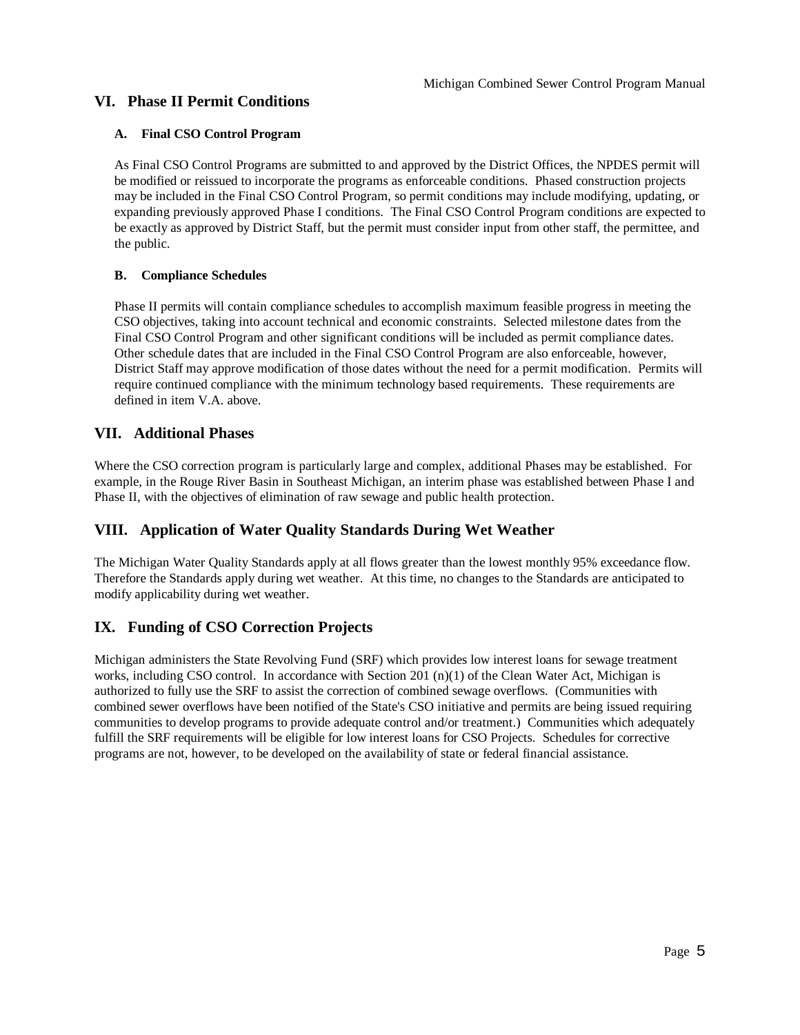## VI. Phase II Permit Conditions

### A. Final CSO Control Program

As Final CSO Control Programs are submitted to and approved by the District Offices, the NPDES permit will be modified or reissued to incorporate the programs as enforceable conditions. Phased construction projects may be included in the Final CSO Control Program, so permit conditions may include modifying, updating, or expanding previously approved Phase I conditions. The Final CSO Control Program conditions are expected to be exactly as approved by District Staff, but the permit must consider input from other staff, the permittee, and the public.

### B. Compliance Schedules

Phase II permits will contain compliance schedules to accomplish maximum feasible progress in meeting the CSO objectives, taking into account technical and economic constraints. Selected milestone dates from the Final CSO Control Program and other significant conditions will be included as permit compliance dates. Other schedule dates that are included in the Final CSO Control Program are also enforceable, however, District Staff may approve modification of those dates without the need for a permit modification. Permits will require continued compliance with the minimum technology based requirements. These requirements are defined in item V.A. above.

## VII. Additional Phases

Where the CSO correction program is particularly large and complex, additional Phases may be established. For example, in the Rouge River Basin in Southeast Michigan, an interim phase was established between Phase I and Phase II, with the objectives of elimination of raw sewage and public health protection.

## VIII. Application of Water Quality Standards During Wet Weather

The Michigan Water Quality Standards apply at all flows greater than the lowest monthly 95% exceedance flow. Therefore the Standards apply during wet weather. At this time, no changes to the Standards are anticipated to modify applicability during wet weather.

## IX. Funding of CSO Correction Projects

Michigan administers the State Revolving Fund (SRF) which provides low interest loans for sewage treatment works, including CSO control. In accordance with Section 201 (n)(1) of the Clean Water Act, Michigan is authorized to fully use the SRF to assist the correction of combined sewage overflows. (Communities with combined sewer overflows have been notified of the State's CSO initiative and permits are being issued requiring communities to develop programs to provide adequate control and/or treatment.) Communities which adequately fulfill the SRF requirements will be eligible for low interest loans for CSO Projects. Schedules for corrective programs are not, however, to be developed on the availability of state or federal financial assistance.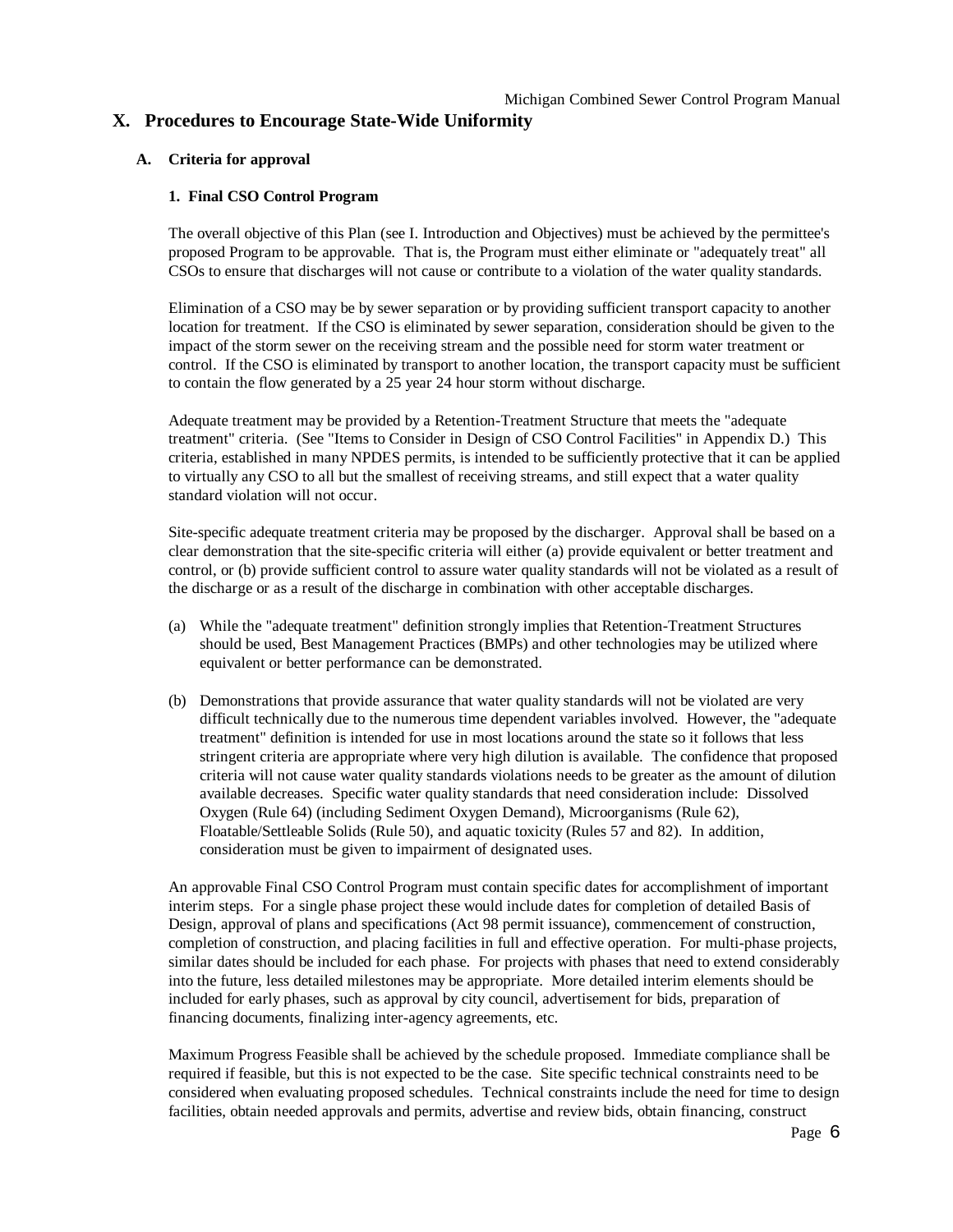## X. Procedures to Encourage State-Wide Uniformity

### A. Criteria for approval

#### 1. Final CSO Control Program

The overall objective of this Plan (see I. Introduction and Objectives) must be achieved by the permittee's proposed Program to be approvable. That is, the Program must either eliminate or "adequately treat" all CSOs to ensure that discharges will not cause or contribute to a violation of the water quality standards.

Elimination of a CSO may be by sewer separation or by providing sufficient transport capacity to another location for treatment. If the CSO is eliminated by sewer separation, consideration should be given to the impact of the storm sewer on the receiving stream and the possible need for storm water treatment or control. If the CSO is eliminated by transport to another location, the transport capacity must be sufficient to contain the flow generated by a 25 year 24 hour storm without discharge.

Adequate treatment may be provided by a Retention-Treatment Structure that meets the "adequate treatment" criteria. (See "Items to Consider in Design of CSO Control Facilities" in Appendix D.) This criteria, established in many NPDES permits, is intended to be sufficiently protective that it can be applied to virtually any CSO to all but the smallest of receiving streams, and still expect that a water quality standard violation will not occur.

Site-specific adequate treatment criteria may be proposed by the discharger. Approval shall be based on a clear demonstration that the site-specific criteria will either (a) provide equivalent or better treatment and control, or (b) provide sufficient control to assure water quality standards will not be violated as a result of the discharge or as a result of the discharge in combination with other acceptable discharges.

(a) While the "adequate treatment" definition strongly implies that Retention-Treatment Structures should be used, Best Management Practices (BMPs) and other technologies may be utilized where equivalent or better performance can be demonstrated.

(b) Demonstrations that provide assurance that water quality standards will not be violated are very difficult technically due to the numerous time dependent variables involved. However, the "adequate treatment" definition is intended for use in most locations around the state so it follows that less stringent criteria are appropriate where very high dilution is available. The confidence that proposed criteria will not cause water quality standards violations needs to be greater as the amount of dilution available decreases. Specific water quality standards that need consideration include: Dissolved Oxygen (Rule 64) (including Sediment Oxygen Demand), Microorganisms (Rule 62), Floatable/Settleable Solids (Rule 50), and aquatic toxicity (Rules 57 and 82). In addition, consideration must be given to impairment of designated uses.

An approvable Final CSO Control Program must contain specific dates for accomplishment of important interim steps. For a single phase project these would include dates for completion of detailed Basis of Design, approval of plans and specifications (Act 98 permit issuance), commencement of construction, completion of construction, and placing facilities in full and effective operation. For multi-phase projects, similar dates should be included for each phase. For projects with phases that need to extend considerably into the future, less detailed milestones may be appropriate. More detailed interim elements should be included for early phases, such as approval by city council, advertisement for bids, preparation of financing documents, finalizing inter-agency agreements, etc.

Maximum Progress Feasible shall be achieved by the schedule proposed. Immediate compliance shall be required if feasible, but this is not expected to be the case. Site specific technical constraints need to be considered when evaluating proposed schedules. Technical constraints include the need for time to design facilities, obtain needed approvals and permits, advertise and review bids, obtain financing, construct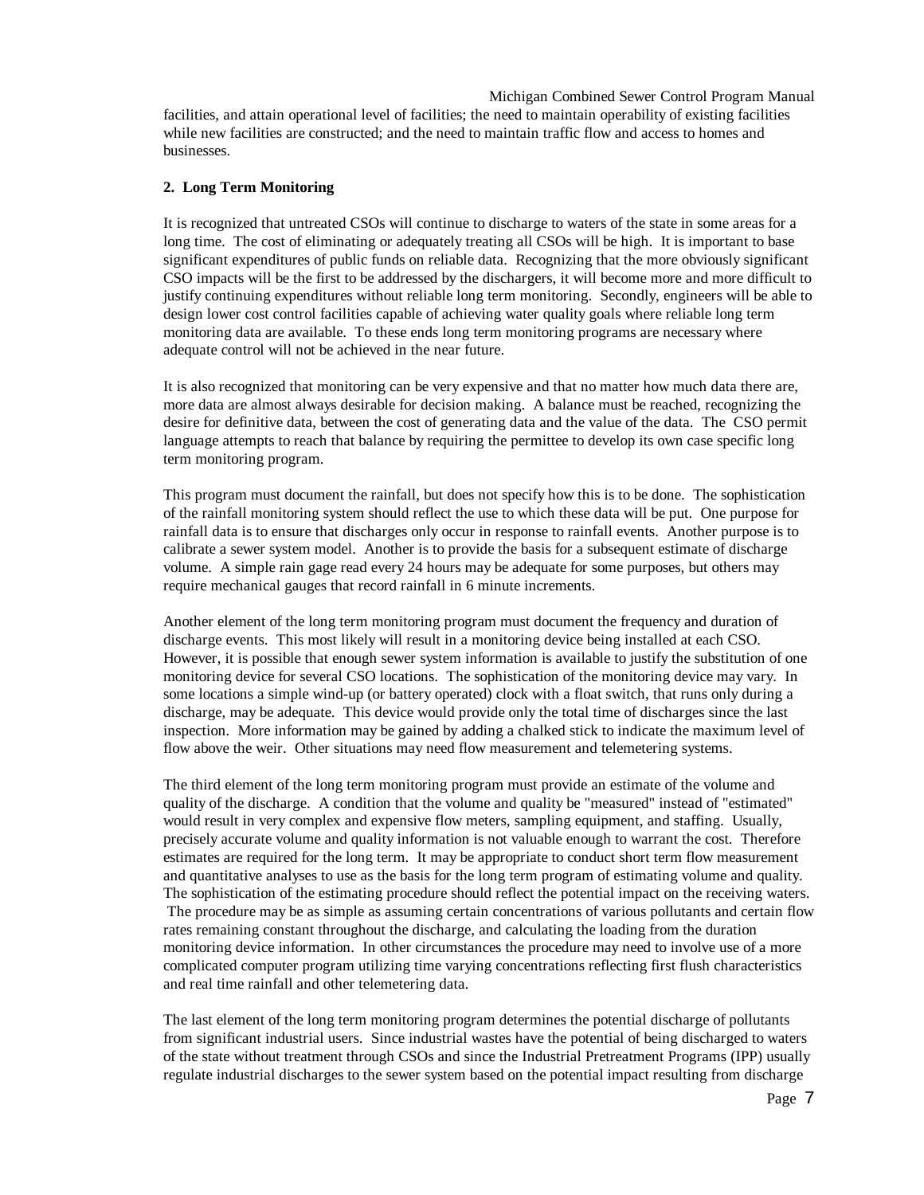facilities, and attain operational level of facilities; the need to maintain operability of existing facilities while new facilities are constructed; and the need to maintain traffic flow and access to homes and businesses.

**2. Long Term Monitoring**

It is recognized that untreated CSOs will continue to discharge to waters of the state in some areas for a long time. The cost of eliminating or adequately treating all CSOs will be high. It is important to base significant expenditures of public funds on reliable data. Recognizing that the more obviously significant CSO impacts will be the first to be addressed by the dischargers, it will become more and more difficult to justify continuing expenditures without reliable long term monitoring. Secondly, engineers will be able to design lower cost control facilities capable of achieving water quality goals where reliable long term monitoring data are available. To these ends long term monitoring programs are necessary where adequate control will not be achieved in the near future.

It is also recognized that monitoring can be very expensive and that no matter how much data there are, more data are almost always desirable for decision making. A balance must be reached, recognizing the desire for definitive data, between the cost of generating data and the value of the data. The CSO permit language attempts to reach that balance by requiring the permittee to develop its own case specific long term monitoring program.

This program must document the rainfall, but does not specify how this is to be done. The sophistication of the rainfall monitoring system should reflect the use to which these data will be put. One purpose for rainfall data is to ensure that discharges only occur in response to rainfall events. Another purpose is to calibrate a sewer system model. Another is to provide the basis for a subsequent estimate of discharge volume. A simple rain gage read every 24 hours may be adequate for some purposes, but others may require mechanical gauges that record rainfall in 6 minute increments.

Another element of the long term monitoring program must document the frequency and duration of discharge events. This most likely will result in a monitoring device being installed at each CSO. However, it is possible that enough sewer system information is available to justify the substitution of one monitoring device for several CSO locations. The sophistication of the monitoring device may vary. In some locations a simple wind-up (or battery operated) clock with a float switch, that runs only during a discharge, may be adequate. This device would provide only the total time of discharges since the last inspection. More information may be gained by adding a chalked stick to indicate the maximum level of flow above the weir. Other situations may need flow measurement and telemetering systems.

The third element of the long term monitoring program must provide an estimate of the volume and quality of the discharge. A condition that the volume and quality be "measured" instead of "estimated" would result in very complex and expensive flow meters, sampling equipment, and staffing. Usually, precisely accurate volume and quality information is not valuable enough to warrant the cost. Therefore estimates are required for the long term. It may be appropriate to conduct short term flow measurement and quantitative analyses to use as the basis for the long term program of estimating volume and quality. The sophistication of the estimating procedure should reflect the potential impact on the receiving waters. The procedure may be as simple as assuming certain concentrations of various pollutants and certain flow rates remaining constant throughout the discharge, and calculating the loading from the duration monitoring device information. In other circumstances the procedure may need to involve use of a more complicated computer program utilizing time varying concentrations reflecting first flush characteristics and real time rainfall and other telemetering data.

The last element of the long term monitoring program determines the potential discharge of pollutants from significant industrial users. Since industrial wastes have the potential of being discharged to waters of the state without treatment through CSOs and since the Industrial Pretreatment Programs (IPP) usually regulate industrial discharges to the sewer system based on the potential impact resulting from discharge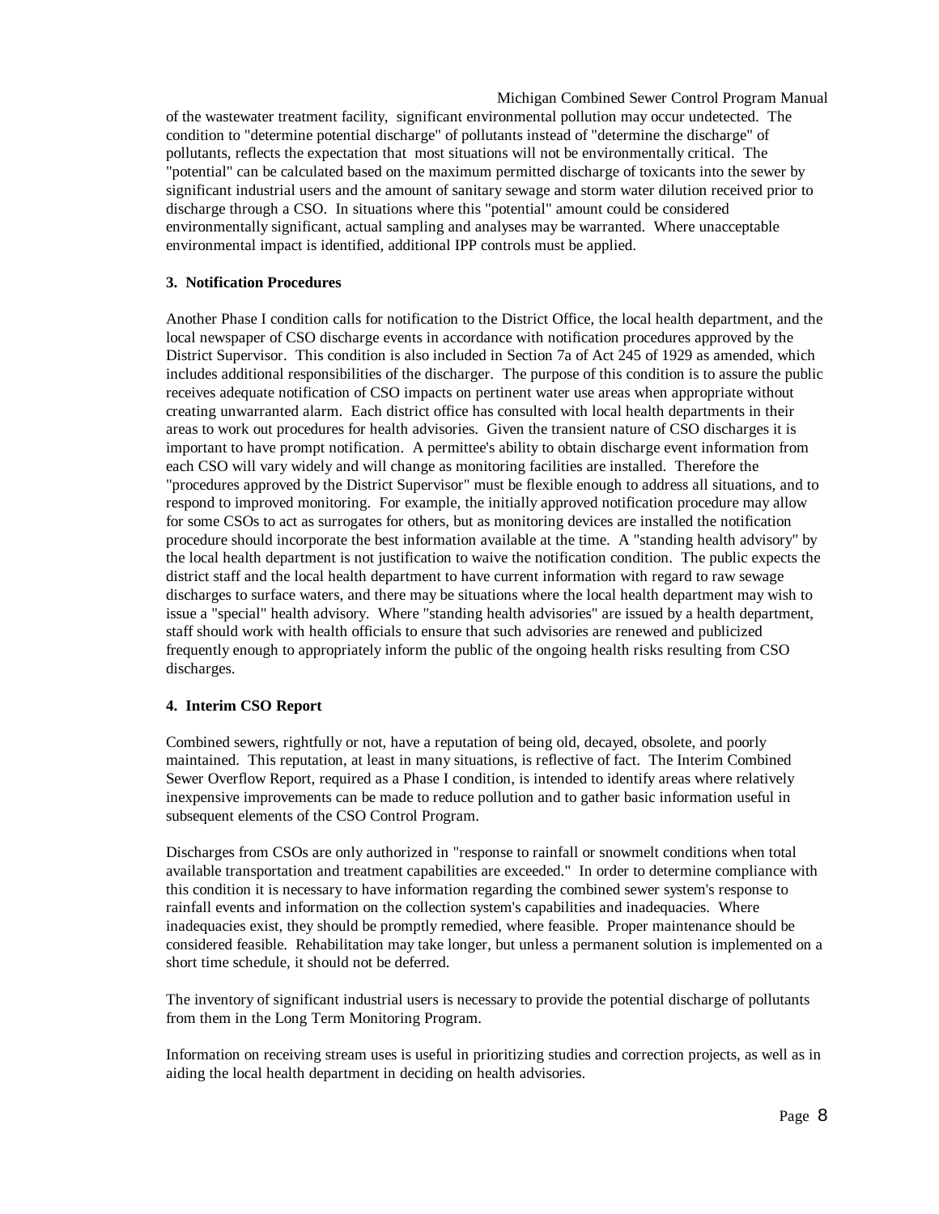of the wastewater treatment facility, significant environmental pollution may occur undetected. The condition to "determine potential discharge" of pollutants instead of "determine the discharge" of pollutants, reflects the expectation that most situations will not be environmentally critical. The "potential" can be calculated based on the maximum permitted discharge of toxicants into the sewer by significant industrial users and the amount of sanitary sewage and storm water dilution received prior to discharge through a CSO. In situations where this "potential" amount could be considered environmentally significant, actual sampling and analyses may be warranted. Where unacceptable environmental impact is identified, additional IPP controls must be applied.

### 3. Notification Procedures

Another Phase I condition calls for notification to the District Office, the local health department, and the local newspaper of CSO discharge events in accordance with notification procedures approved by the District Supervisor. This condition is also included in Section 7a of Act 245 of 1929 as amended, which includes additional responsibilities of the discharger. The purpose of this condition is to assure the public receives adequate notification of CSO impacts on pertinent water use areas when appropriate without creating unwarranted alarm. Each district office has consulted with local health departments in their areas to work out procedures for health advisories. Given the transient nature of CSO discharges it is important to have prompt notification. A permittee's ability to obtain discharge event information from each CSO will vary widely and will change as monitoring facilities are installed. Therefore the "procedures approved by the District Supervisor" must be flexible enough to address all situations, and to respond to improved monitoring. For example, the initially approved notification procedure may allow for some CSOs to act as surrogates for others, but as monitoring devices are installed the notification procedure should incorporate the best information available at the time. A "standing health advisory" by the local health department is not justification to waive the notification condition. The public expects the district staff and the local health department to have current information with regard to raw sewage discharges to surface waters, and there may be situations where the local health department may wish to issue a "special" health advisory. Where "standing health advisories" are issued by a health department, staff should work with health officials to ensure that such advisories are renewed and publicized frequently enough to appropriately inform the public of the ongoing health risks resulting from CSO discharges.

### 4. Interim CSO Report

Combined sewers, rightfully or not, have a reputation of being old, decayed, obsolete, and poorly maintained. This reputation, at least in many situations, is reflective of fact. The Interim Combined Sewer Overflow Report, required as a Phase I condition, is intended to identify areas where relatively inexpensive improvements can be made to reduce pollution and to gather basic information useful in subsequent elements of the CSO Control Program.

Discharges from CSOs are only authorized in "response to rainfall or snowmelt conditions when total available transportation and treatment capabilities are exceeded." In order to determine compliance with this condition it is necessary to have information regarding the combined sewer system's response to rainfall events and information on the collection system's capabilities and inadequacies. Where inadequacies exist, they should be promptly remedied, where feasible. Proper maintenance should be considered feasible. Rehabilitation may take longer, but unless a permanent solution is implemented on a short time schedule, it should not be deferred.

The inventory of significant industrial users is necessary to provide the potential discharge of pollutants from them in the Long Term Monitoring Program.

Information on receiving stream uses is useful in prioritizing studies and correction projects, as well as in aiding the local health department in deciding on health advisories.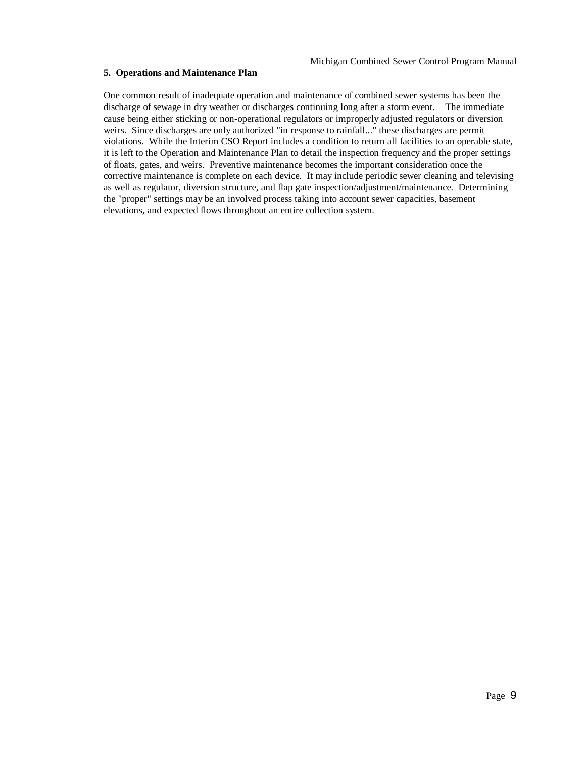## 5. Operations and Maintenance Plan

One common result of inadequate operation and maintenance of combined sewer systems has been the discharge of sewage in dry weather or discharges continuing long after a storm event. The immediate cause being either sticking or non-operational regulators or improperly adjusted regulators or diversion weirs. Since discharges are only authorized "in response to rainfall..." these discharges are permit violations. While the Interim CSO Report includes a condition to return all facilities to an operable state, it is left to the Operation and Maintenance Plan to detail the inspection frequency and the proper settings of floats, gates, and weirs. Preventive maintenance becomes the important consideration once the corrective maintenance is complete on each device. It may include periodic sewer cleaning and televising as well as regulator, diversion structure, and flap gate inspection/adjustment/maintenance. Determining the "proper" settings may be an involved process taking into account sewer capacities, basement elevations, and expected flows throughout an entire collection system.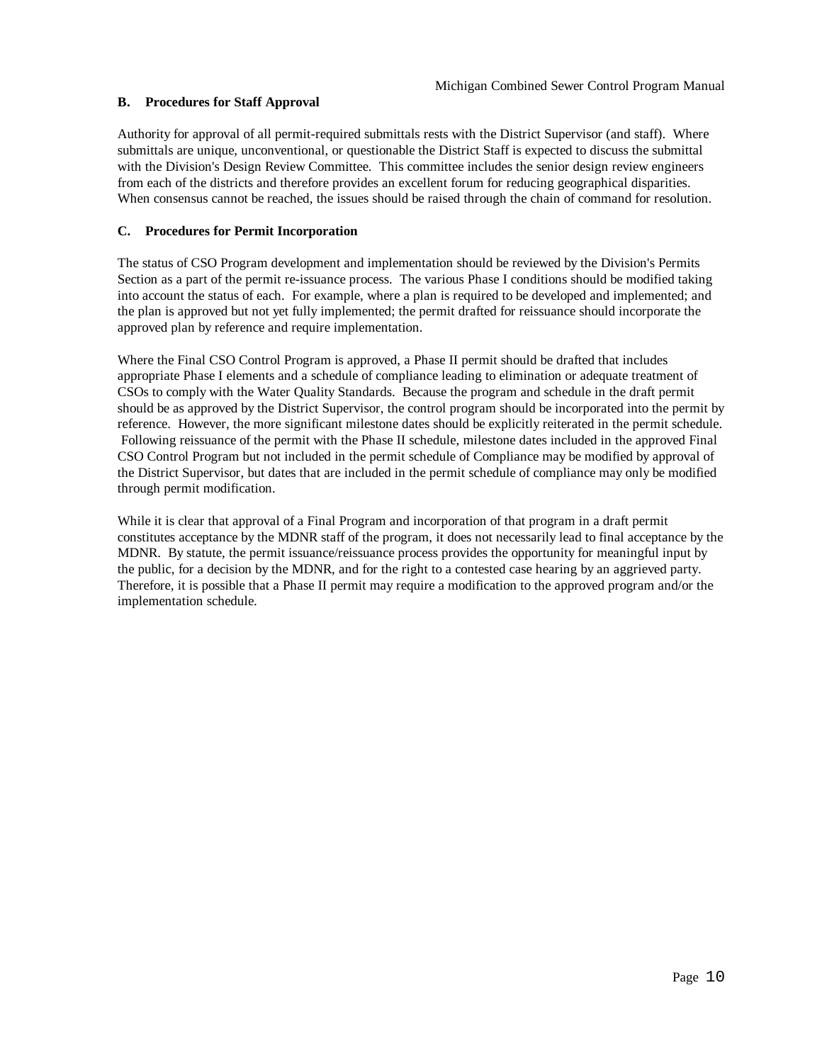### B. Procedures for Staff Approval

Authority for approval of all permit-required submittals rests with the District Supervisor (and staff). Where submittals are unique, unconventional, or questionable the District Staff is expected to discuss the submittal with the Division's Design Review Committee. This committee includes the senior design review engineers from each of the districts and therefore provides an excellent forum for reducing geographical disparities. When consensus cannot be reached, the issues should be raised through the chain of command for resolution.

### C. Procedures for Permit Incorporation

The status of CSO Program development and implementation should be reviewed by the Division's Permits Section as a part of the permit re-issuance process. The various Phase I conditions should be modified taking into account the status of each. For example, where a plan is required to be developed and implemented; and the plan is approved but not yet fully implemented; the permit drafted for reissuance should incorporate the approved plan by reference and require implementation.

Where the Final CSO Control Program is approved, a Phase II permit should be drafted that includes appropriate Phase I elements and a schedule of compliance leading to elimination or adequate treatment of CSOs to comply with the Water Quality Standards. Because the program and schedule in the draft permit should be as approved by the District Supervisor, the control program should be incorporated into the permit by reference. However, the more significant milestone dates should be explicitly reiterated in the permit schedule. Following reissuance of the permit with the Phase II schedule, milestone dates included in the approved Final CSO Control Program but not included in the permit schedule of Compliance may be modified by approval of the District Supervisor, but dates that are included in the permit schedule of compliance may only be modified through permit modification.

While it is clear that approval of a Final Program and incorporation of that program in a draft permit constitutes acceptance by the MDNR staff of the program, it does not necessarily lead to final acceptance by the MDNR. By statute, the permit issuance/reissuance process provides the opportunity for meaningful input by the public, for a decision by the MDNR, and for the right to a contested case hearing by an aggrieved party. Therefore, it is possible that a Phase II permit may require a modification to the approved program and/or the implementation schedule.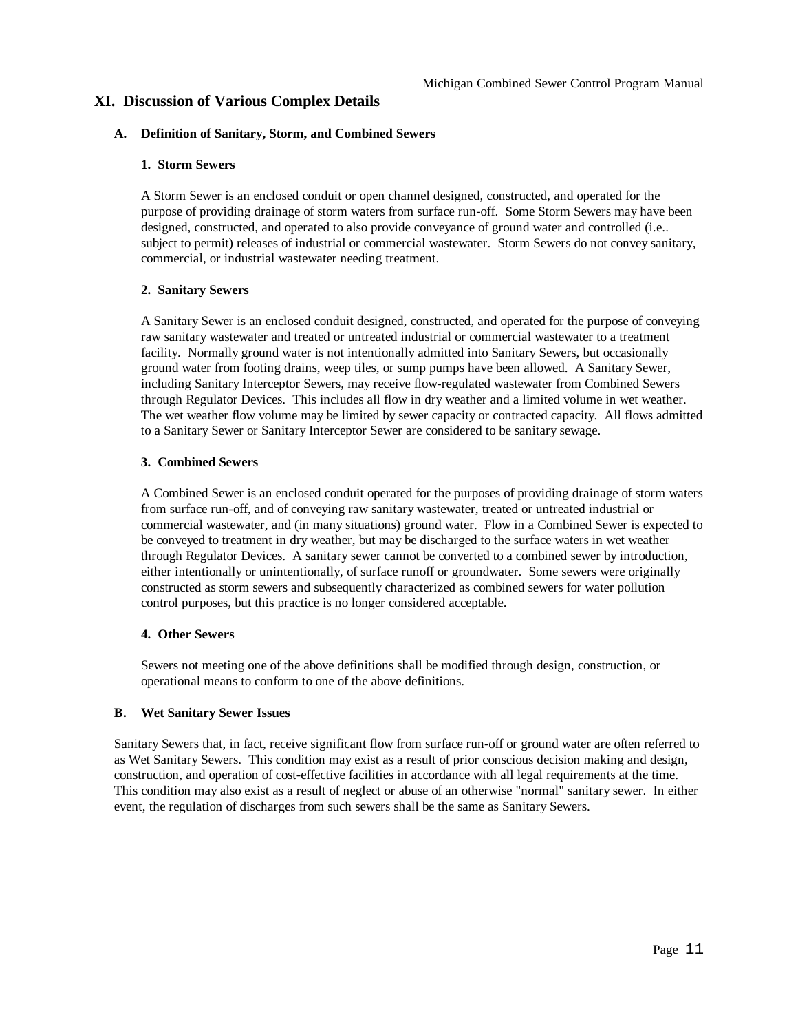## XI. Discussion of Various Complex Details

### A. Definition of Sanitary, Storm, and Combined Sewers

#### 1. Storm Sewers

A Storm Sewer is an enclosed conduit or open channel designed, constructed, and operated for the purpose of providing drainage of storm waters from surface run-off. Some Storm Sewers may have been designed, constructed, and operated to also provide conveyance of ground water and controlled (i.e.. subject to permit) releases of industrial or commercial wastewater. Storm Sewers do not convey sanitary, commercial, or industrial wastewater needing treatment.

#### 2. Sanitary Sewers

A Sanitary Sewer is an enclosed conduit designed, constructed, and operated for the purpose of conveying raw sanitary wastewater and treated or untreated industrial or commercial wastewater to a treatment facility. Normally ground water is not intentionally admitted into Sanitary Sewers, but occasionally ground water from footing drains, weep tiles, or sump pumps have been allowed. A Sanitary Sewer, including Sanitary Interceptor Sewers, may receive flow-regulated wastewater from Combined Sewers through Regulator Devices. This includes all flow in dry weather and a limited volume in wet weather. The wet weather flow volume may be limited by sewer capacity or contracted capacity. All flows admitted to a Sanitary Sewer or Sanitary Interceptor Sewer are considered to be sanitary sewage.

#### 3. Combined Sewers

A Combined Sewer is an enclosed conduit operated for the purposes of providing drainage of storm waters from surface run-off, and of conveying raw sanitary wastewater, treated or untreated industrial or commercial wastewater, and (in many situations) ground water. Flow in a Combined Sewer is expected to be conveyed to treatment in dry weather, but may be discharged to the surface waters in wet weather through Regulator Devices. A sanitary sewer cannot be converted to a combined sewer by introduction, either intentionally or unintentionally, of surface runoff or groundwater. Some sewers were originally constructed as storm sewers and subsequently characterized as combined sewers for water pollution control purposes, but this practice is no longer considered acceptable.

#### 4. Other Sewers

Sewers not meeting one of the above definitions shall be modified through design, construction, or operational means to conform to one of the above definitions.

### B. Wet Sanitary Sewer Issues

Sanitary Sewers that, in fact, receive significant flow from surface run-off or ground water are often referred to as Wet Sanitary Sewers. This condition may exist as a result of prior conscious decision making and design, construction, and operation of cost-effective facilities in accordance with all legal requirements at the time. This condition may also exist as a result of neglect or abuse of an otherwise "normal" sanitary sewer. In either event, the regulation of discharges from such sewers shall be the same as Sanitary Sewers.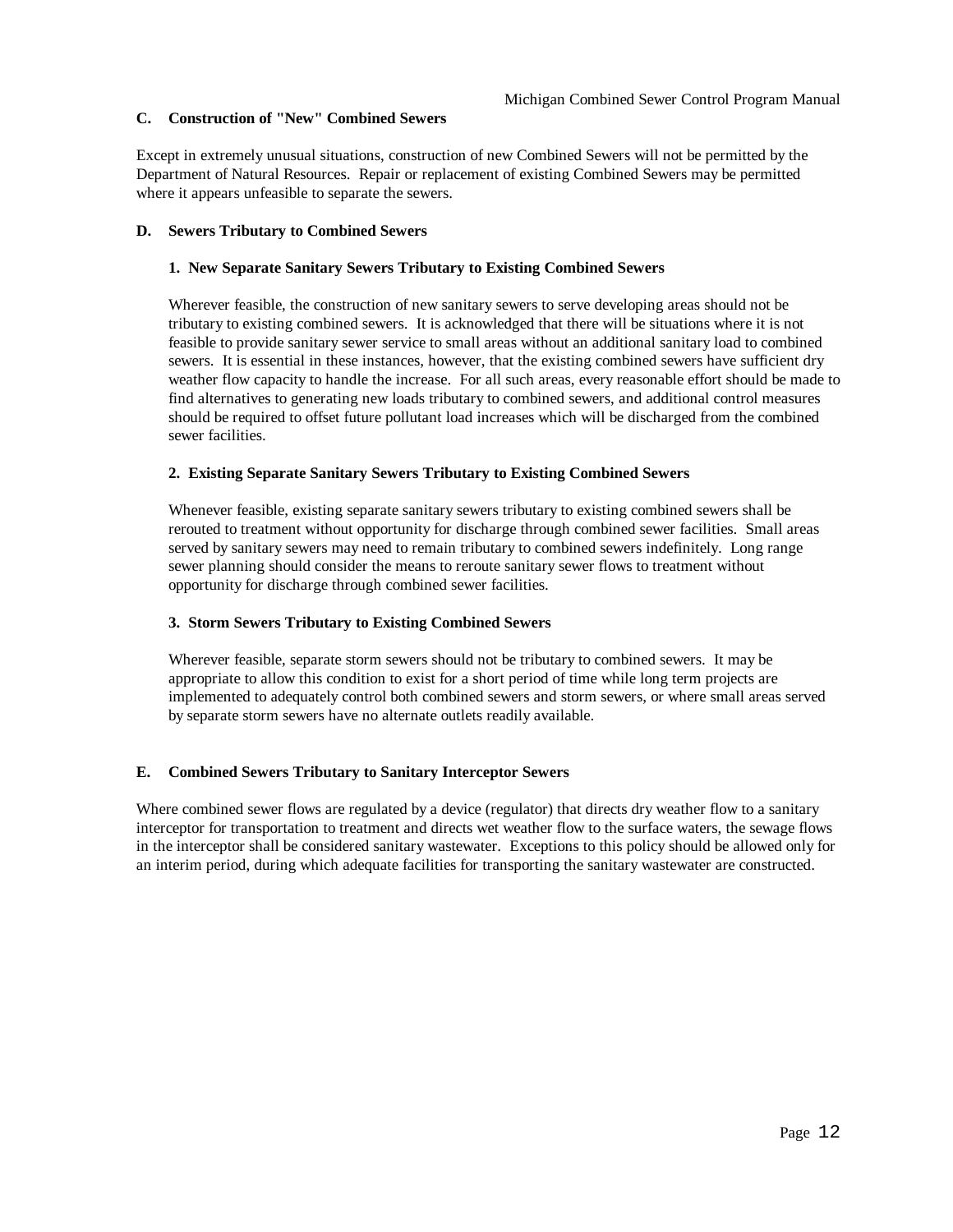## C. Construction of "New" Combined Sewers

Except in extremely unusual situations, construction of new Combined Sewers will not be permitted by the Department of Natural Resources. Repair or replacement of existing Combined Sewers may be permitted where it appears unfeasible to separate the sewers.

## D. Sewers Tributary to Combined Sewers

### 1. New Separate Sanitary Sewers Tributary to Existing Combined Sewers

Wherever feasible, the construction of new sanitary sewers to serve developing areas should not be tributary to existing combined sewers. It is acknowledged that there will be situations where it is not feasible to provide sanitary sewer service to small areas without an additional sanitary load to combined sewers. It is essential in these instances, however, that the existing combined sewers have sufficient dry weather flow capacity to handle the increase. For all such areas, every reasonable effort should be made to find alternatives to generating new loads tributary to combined sewers, and additional control measures should be required to offset future pollutant load increases which will be discharged from the combined sewer facilities.

### 2. Existing Separate Sanitary Sewers Tributary to Existing Combined Sewers

Whenever feasible, existing separate sanitary sewers tributary to existing combined sewers shall be rerouted to treatment without opportunity for discharge through combined sewer facilities. Small areas served by sanitary sewers may need to remain tributary to combined sewers indefinitely. Long range sewer planning should consider the means to reroute sanitary sewer flows to treatment without opportunity for discharge through combined sewer facilities.

### 3. Storm Sewers Tributary to Existing Combined Sewers

Wherever feasible, separate storm sewers should not be tributary to combined sewers. It may be appropriate to allow this condition to exist for a short period of time while long term projects are implemented to adequately control both combined sewers and storm sewers, or where small areas served by separate storm sewers have no alternate outlets readily available.

## E. Combined Sewers Tributary to Sanitary Interceptor Sewers

Where combined sewer flows are regulated by a device (regulator) that directs dry weather flow to a sanitary interceptor for transportation to treatment and directs wet weather flow to the surface waters, the sewage flows in the interceptor shall be considered sanitary wastewater. Exceptions to this policy should be allowed only for an interim period, during which adequate facilities for transporting the sanitary wastewater are constructed.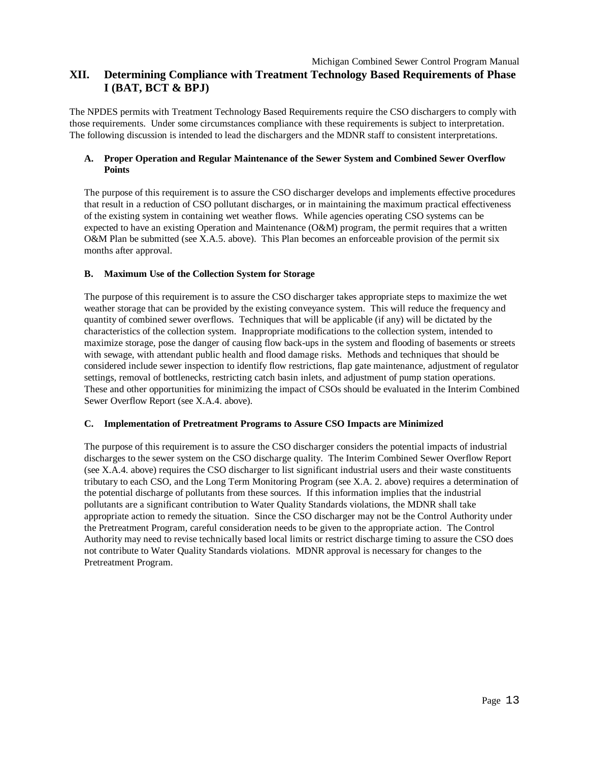## XII. Determining Compliance with Treatment Technology Based Requirements of Phase I (BAT, BCT & BPJ)

The NPDES permits with Treatment Technology Based Requirements require the CSO dischargers to comply with those requirements. Under some circumstances compliance with these requirements is subject to interpretation. The following discussion is intended to lead the dischargers and the MDNR staff to consistent interpretations.

### A. Proper Operation and Regular Maintenance of the Sewer System and Combined Sewer Overflow Points

The purpose of this requirement is to assure the CSO discharger develops and implements effective procedures that result in a reduction of CSO pollutant discharges, or in maintaining the maximum practical effectiveness of the existing system in containing wet weather flows. While agencies operating CSO systems can be expected to have an existing Operation and Maintenance (O&M) program, the permit requires that a written O&M Plan be submitted (see X.A.5. above). This Plan becomes an enforceable provision of the permit six months after approval.

### B. Maximum Use of the Collection System for Storage

The purpose of this requirement is to assure the CSO discharger takes appropriate steps to maximize the wet weather storage that can be provided by the existing conveyance system. This will reduce the frequency and quantity of combined sewer overflows. Techniques that will be applicable (if any) will be dictated by the characteristics of the collection system. Inappropriate modifications to the collection system, intended to maximize storage, pose the danger of causing flow back-ups in the system and flooding of basements or streets with sewage, with attendant public health and flood damage risks. Methods and techniques that should be considered include sewer inspection to identify flow restrictions, flap gate maintenance, adjustment of regulator settings, removal of bottlenecks, restricting catch basin inlets, and adjustment of pump station operations. These and other opportunities for minimizing the impact of CSOs should be evaluated in the Interim Combined Sewer Overflow Report (see X.A.4. above).

### C. Implementation of Pretreatment Programs to Assure CSO Impacts are Minimized

The purpose of this requirement is to assure the CSO discharger considers the potential impacts of industrial discharges to the sewer system on the CSO discharge quality. The Interim Combined Sewer Overflow Report (see X.A.4. above) requires the CSO discharger to list significant industrial users and their waste constituents tributary to each CSO, and the Long Term Monitoring Program (see X.A. 2. above) requires a determination of the potential discharge of pollutants from these sources. If this information implies that the industrial pollutants are a significant contribution to Water Quality Standards violations, the MDNR shall take appropriate action to remedy the situation. Since the CSO discharger may not be the Control Authority under the Pretreatment Program, careful consideration needs to be given to the appropriate action. The Control Authority may need to revise technically based local limits or restrict discharge timing to assure the CSO does not contribute to Water Quality Standards violations. MDNR approval is necessary for changes to the Pretreatment Program.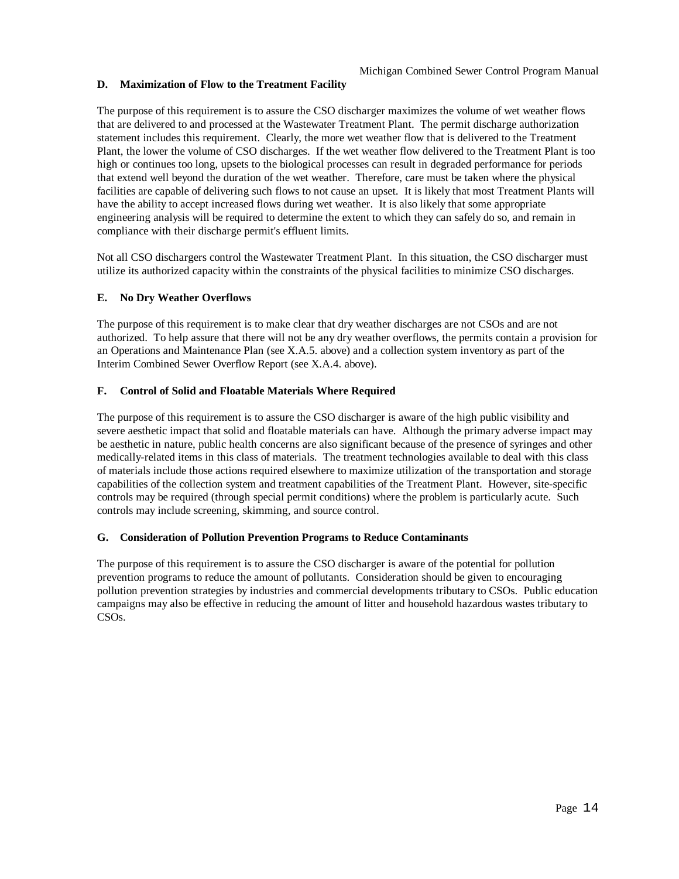### D. Maximization of Flow to the Treatment Facility

The purpose of this requirement is to assure the CSO discharger maximizes the volume of wet weather flows that are delivered to and processed at the Wastewater Treatment Plant. The permit discharge authorization statement includes this requirement. Clearly, the more wet weather flow that is delivered to the Treatment Plant, the lower the volume of CSO discharges. If the wet weather flow delivered to the Treatment Plant is too high or continues too long, upsets to the biological processes can result in degraded performance for periods that extend well beyond the duration of the wet weather. Therefore, care must be taken where the physical facilities are capable of delivering such flows to not cause an upset. It is likely that most Treatment Plants will have the ability to accept increased flows during wet weather. It is also likely that some appropriate engineering analysis will be required to determine the extent to which they can safely do so, and remain in compliance with their discharge permit's effluent limits.

Not all CSO dischargers control the Wastewater Treatment Plant. In this situation, the CSO discharger must utilize its authorized capacity within the constraints of the physical facilities to minimize CSO discharges.

### E. No Dry Weather Overflows

The purpose of this requirement is to make clear that dry weather discharges are not CSOs and are not authorized. To help assure that there will not be any dry weather overflows, the permits contain a provision for an Operations and Maintenance Plan (see X.A.5. above) and a collection system inventory as part of the Interim Combined Sewer Overflow Report (see X.A.4. above).

### F. Control of Solid and Floatable Materials Where Required

The purpose of this requirement is to assure the CSO discharger is aware of the high public visibility and severe aesthetic impact that solid and floatable materials can have. Although the primary adverse impact may be aesthetic in nature, public health concerns are also significant because of the presence of syringes and other medically-related items in this class of materials. The treatment technologies available to deal with this class of materials include those actions required elsewhere to maximize utilization of the transportation and storage capabilities of the collection system and treatment capabilities of the Treatment Plant. However, site-specific controls may be required (through special permit conditions) where the problem is particularly acute. Such controls may include screening, skimming, and source control.

### G. Consideration of Pollution Prevention Programs to Reduce Contaminants

The purpose of this requirement is to assure the CSO discharger is aware of the potential for pollution prevention programs to reduce the amount of pollutants. Consideration should be given to encouraging pollution prevention strategies by industries and commercial developments tributary to CSOs. Public education campaigns may also be effective in reducing the amount of litter and household hazardous wastes tributary to CSOs.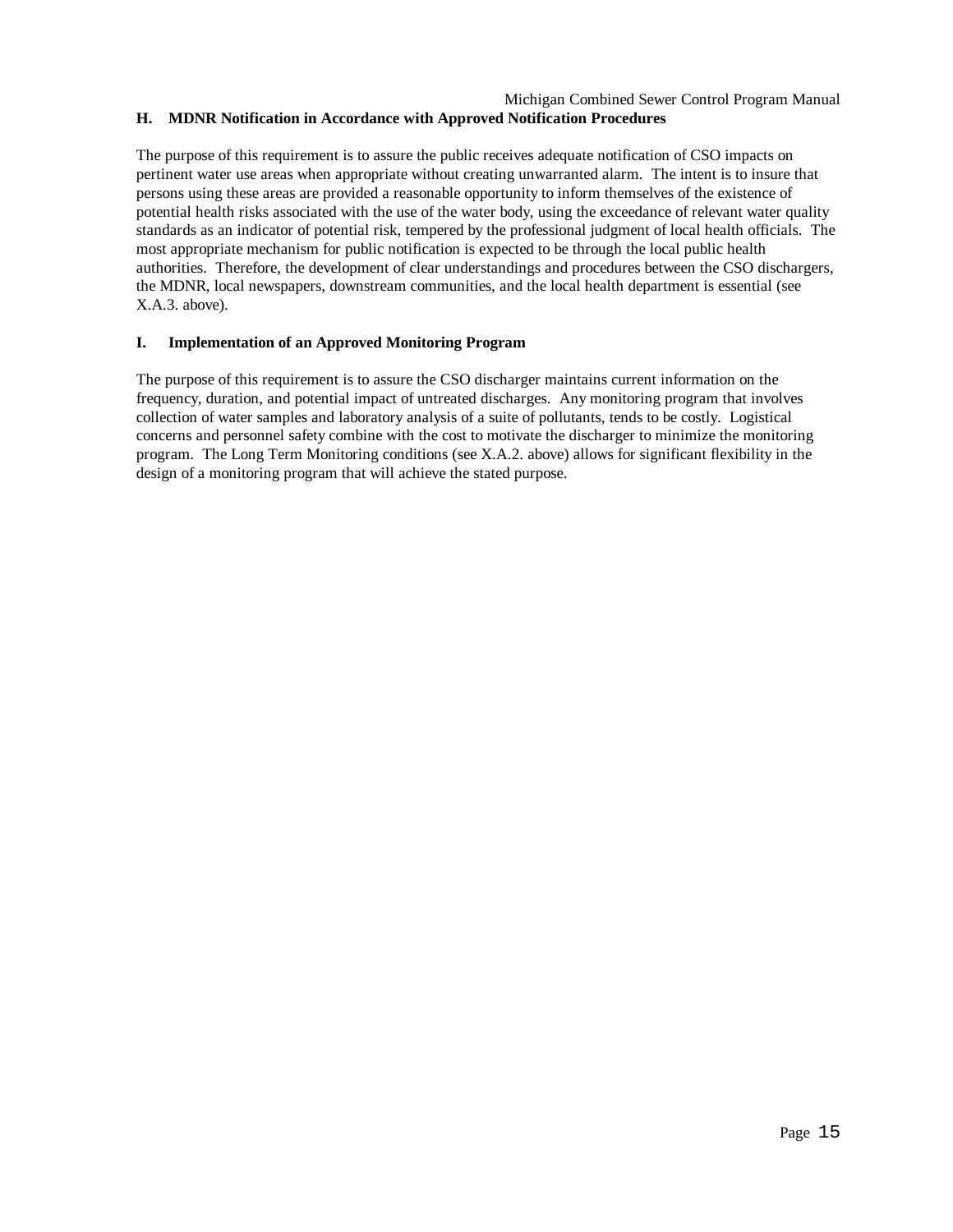## H. MDNR Notification in Accordance with Approved Notification Procedures

The purpose of this requirement is to assure the public receives adequate notification of CSO impacts on pertinent water use areas when appropriate without creating unwarranted alarm. The intent is to insure that persons using these areas are provided a reasonable opportunity to inform themselves of the existence of potential health risks associated with the use of the water body, using the exceedance of relevant water quality standards as an indicator of potential risk, tempered by the professional judgment of local health officials. The most appropriate mechanism for public notification is expected to be through the local public health authorities. Therefore, the development of clear understandings and procedures between the CSO dischargers, the MDNR, local newspapers, downstream communities, and the local health department is essential (see X.A.3. above).

## I. Implementation of an Approved Monitoring Program

The purpose of this requirement is to assure the CSO discharger maintains current information on the frequency, duration, and potential impact of untreated discharges. Any monitoring program that involves collection of water samples and laboratory analysis of a suite of pollutants, tends to be costly. Logistical concerns and personnel safety combine with the cost to motivate the discharger to minimize the monitoring program. The Long Term Monitoring conditions (see X.A.2. above) allows for significant flexibility in the design of a monitoring program that will achieve the stated purpose.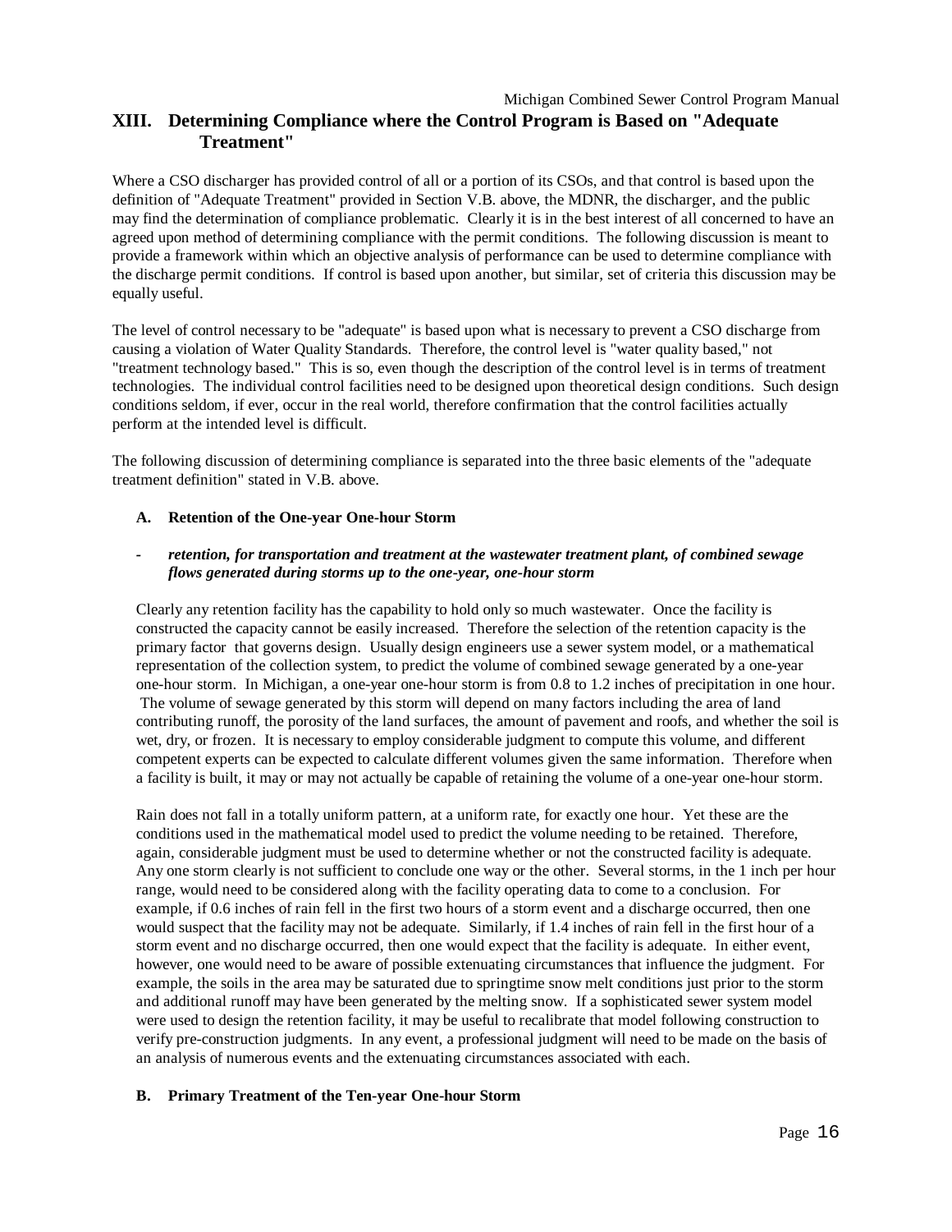## XIII. Determining Compliance where the Control Program is Based on "Adequate Treatment"

Where a CSO discharger has provided control of all or a portion of its CSOs, and that control is based upon the definition of "Adequate Treatment" provided in Section V.B. above, the MDNR, the discharger, and the public may find the determination of compliance problematic. Clearly it is in the best interest of all concerned to have an agreed upon method of determining compliance with the permit conditions. The following discussion is meant to provide a framework within which an objective analysis of performance can be used to determine compliance with the discharge permit conditions. If control is based upon another, but similar, set of criteria this discussion may be equally useful.

The level of control necessary to be "adequate" is based upon what is necessary to prevent a CSO discharge from causing a violation of Water Quality Standards. Therefore, the control level is "water quality based," not "treatment technology based." This is so, even though the description of the control level is in terms of treatment technologies. The individual control facilities need to be designed upon theoretical design conditions. Such design conditions seldom, if ever, occur in the real world, therefore confirmation that the control facilities actually perform at the intended level is difficult.

The following discussion of determining compliance is separated into the three basic elements of the "adequate treatment definition" stated in V.B. above.

### A. Retention of the One-year One-hour Storm

- ***retention, for transportation and treatment at the wastewater treatment plant, of combined sewage flows generated during storms up to the one-year, one-hour storm***

Clearly any retention facility has the capability to hold only so much wastewater. Once the facility is constructed the capacity cannot be easily increased. Therefore the selection of the retention capacity is the primary factor that governs design. Usually design engineers use a sewer system model, or a mathematical representation of the collection system, to predict the volume of combined sewage generated by a one-year one-hour storm. In Michigan, a one-year one-hour storm is from 0.8 to 1.2 inches of precipitation in one hour. The volume of sewage generated by this storm will depend on many factors including the area of land contributing runoff, the porosity of the land surfaces, the amount of pavement and roofs, and whether the soil is wet, dry, or frozen. It is necessary to employ considerable judgment to compute this volume, and different competent experts can be expected to calculate different volumes given the same information. Therefore when a facility is built, it may or may not actually be capable of retaining the volume of a one-year one-hour storm.

Rain does not fall in a totally uniform pattern, at a uniform rate, for exactly one hour. Yet these are the conditions used in the mathematical model used to predict the volume needing to be retained. Therefore, again, considerable judgment must be used to determine whether or not the constructed facility is adequate. Any one storm clearly is not sufficient to conclude one way or the other. Several storms, in the 1 inch per hour range, would need to be considered along with the facility operating data to come to a conclusion. For example, if 0.6 inches of rain fell in the first two hours of a storm event and a discharge occurred, then one would suspect that the facility may not be adequate. Similarly, if 1.4 inches of rain fell in the first hour of a storm event and no discharge occurred, then one would expect that the facility is adequate. In either event, however, one would need to be aware of possible extenuating circumstances that influence the judgment. For example, the soils in the area may be saturated due to springtime snow melt conditions just prior to the storm and additional runoff may have been generated by the melting snow. If a sophisticated sewer system model were used to design the retention facility, it may be useful to recalibrate that model following construction to verify pre-construction judgments. In any event, a professional judgment will need to be made on the basis of an analysis of numerous events and the extenuating circumstances associated with each.

### B. Primary Treatment of the Ten-year One-hour Storm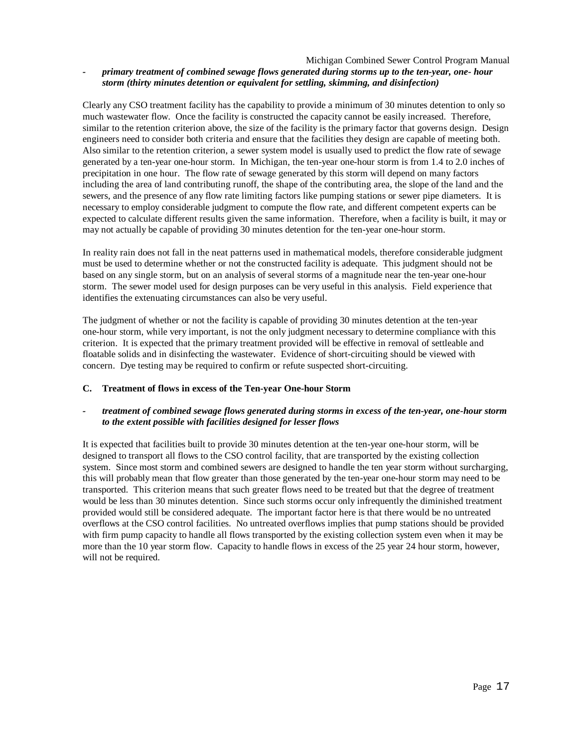- ***primary treatment of combined sewage flows generated during storms up to the ten-year, one- hour storm (thirty minutes detention or equivalent for settling, skimming, and disinfection)***

Clearly any CSO treatment facility has the capability to provide a minimum of 30 minutes detention to only so much wastewater flow. Once the facility is constructed the capacity cannot be easily increased. Therefore, similar to the retention criterion above, the size of the facility is the primary factor that governs design. Design engineers need to consider both criteria and ensure that the facilities they design are capable of meeting both. Also similar to the retention criterion, a sewer system model is usually used to predict the flow rate of sewage generated by a ten-year one-hour storm. In Michigan, the ten-year one-hour storm is from 1.4 to 2.0 inches of precipitation in one hour. The flow rate of sewage generated by this storm will depend on many factors including the area of land contributing runoff, the shape of the contributing area, the slope of the land and the sewers, and the presence of any flow rate limiting factors like pumping stations or sewer pipe diameters. It is necessary to employ considerable judgment to compute the flow rate, and different competent experts can be expected to calculate different results given the same information. Therefore, when a facility is built, it may or may not actually be capable of providing 30 minutes detention for the ten-year one-hour storm.

In reality rain does not fall in the neat patterns used in mathematical models, therefore considerable judgment must be used to determine whether or not the constructed facility is adequate. This judgment should not be based on any single storm, but on an analysis of several storms of a magnitude near the ten-year one-hour storm. The sewer model used for design purposes can be very useful in this analysis. Field experience that identifies the extenuating circumstances can also be very useful.

The judgment of whether or not the facility is capable of providing 30 minutes detention at the ten-year one-hour storm, while very important, is not the only judgment necessary to determine compliance with this criterion. It is expected that the primary treatment provided will be effective in removal of settleable and floatable solids and in disinfecting the wastewater. Evidence of short-circuiting should be viewed with concern. Dye testing may be required to confirm or refute suspected short-circuiting.

### C. Treatment of flows in excess of the Ten-year One-hour Storm

- ***treatment of combined sewage flows generated during storms in excess of the ten-year, one-hour storm to the extent possible with facilities designed for lesser flows***

It is expected that facilities built to provide 30 minutes detention at the ten-year one-hour storm, will be designed to transport all flows to the CSO control facility, that are transported by the existing collection system. Since most storm and combined sewers are designed to handle the ten year storm without surcharging, this will probably mean that flow greater than those generated by the ten-year one-hour storm may need to be transported. This criterion means that such greater flows need to be treated but that the degree of treatment would be less than 30 minutes detention. Since such storms occur only infrequently the diminished treatment provided would still be considered adequate. The important factor here is that there would be no untreated overflows at the CSO control facilities. No untreated overflows implies that pump stations should be provided with firm pump capacity to handle all flows transported by the existing collection system even when it may be more than the 10 year storm flow. Capacity to handle flows in excess of the 25 year 24 hour storm, however, will not be required.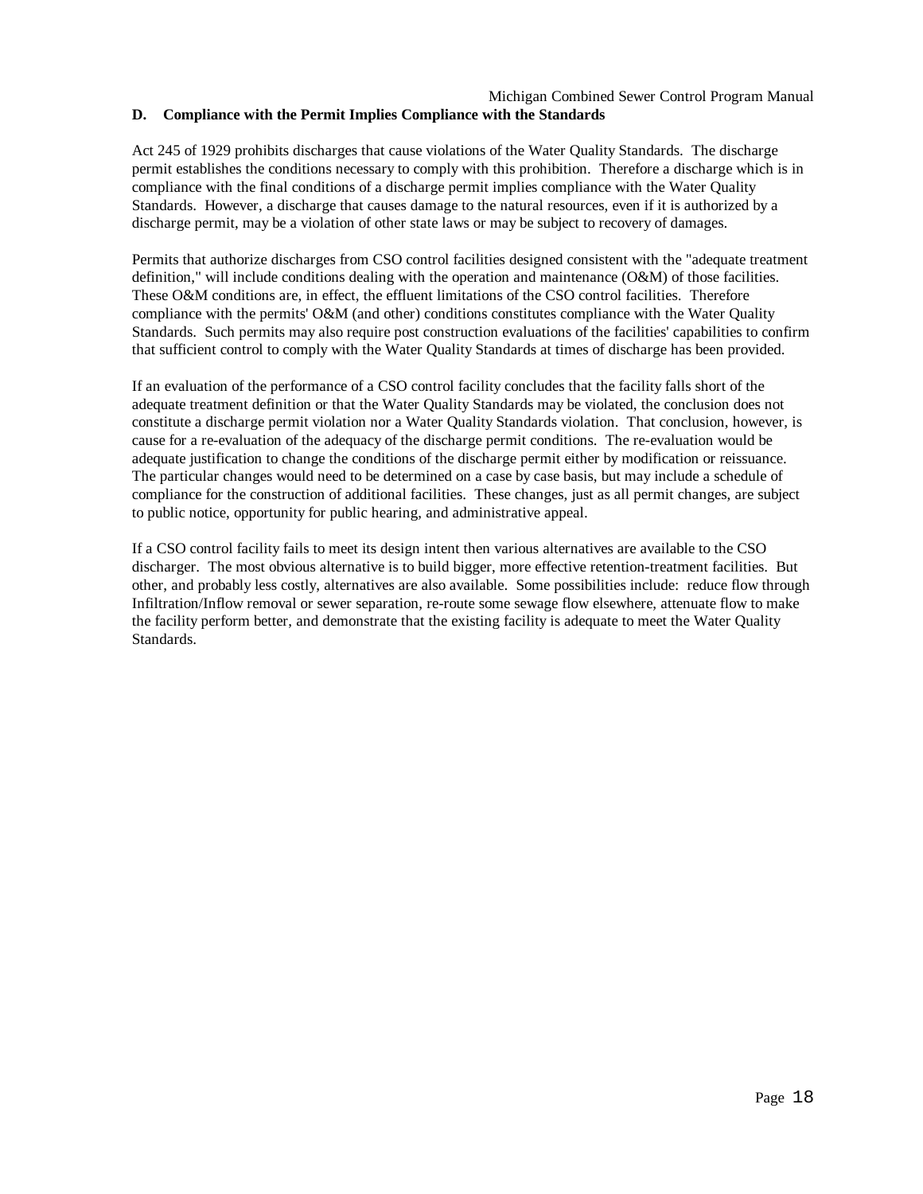## D. Compliance with the Permit Implies Compliance with the Standards

Act 245 of 1929 prohibits discharges that cause violations of the Water Quality Standards. The discharge permit establishes the conditions necessary to comply with this prohibition. Therefore a discharge which is in compliance with the final conditions of a discharge permit implies compliance with the Water Quality Standards. However, a discharge that causes damage to the natural resources, even if it is authorized by a discharge permit, may be a violation of other state laws or may be subject to recovery of damages.

Permits that authorize discharges from CSO control facilities designed consistent with the "adequate treatment definition," will include conditions dealing with the operation and maintenance (O&M) of those facilities. These O&M conditions are, in effect, the effluent limitations of the CSO control facilities. Therefore compliance with the permits' O&M (and other) conditions constitutes compliance with the Water Quality Standards. Such permits may also require post construction evaluations of the facilities' capabilities to confirm that sufficient control to comply with the Water Quality Standards at times of discharge has been provided.

If an evaluation of the performance of a CSO control facility concludes that the facility falls short of the adequate treatment definition or that the Water Quality Standards may be violated, the conclusion does not constitute a discharge permit violation nor a Water Quality Standards violation. That conclusion, however, is cause for a re-evaluation of the adequacy of the discharge permit conditions. The re-evaluation would be adequate justification to change the conditions of the discharge permit either by modification or reissuance. The particular changes would need to be determined on a case by case basis, but may include a schedule of compliance for the construction of additional facilities. These changes, just as all permit changes, are subject to public notice, opportunity for public hearing, and administrative appeal.

If a CSO control facility fails to meet its design intent then various alternatives are available to the CSO discharger. The most obvious alternative is to build bigger, more effective retention-treatment facilities. But other, and probably less costly, alternatives are also available. Some possibilities include: reduce flow through Infiltration/Inflow removal or sewer separation, re-route some sewage flow elsewhere, attenuate flow to make the facility perform better, and demonstrate that the existing facility is adequate to meet the Water Quality Standards.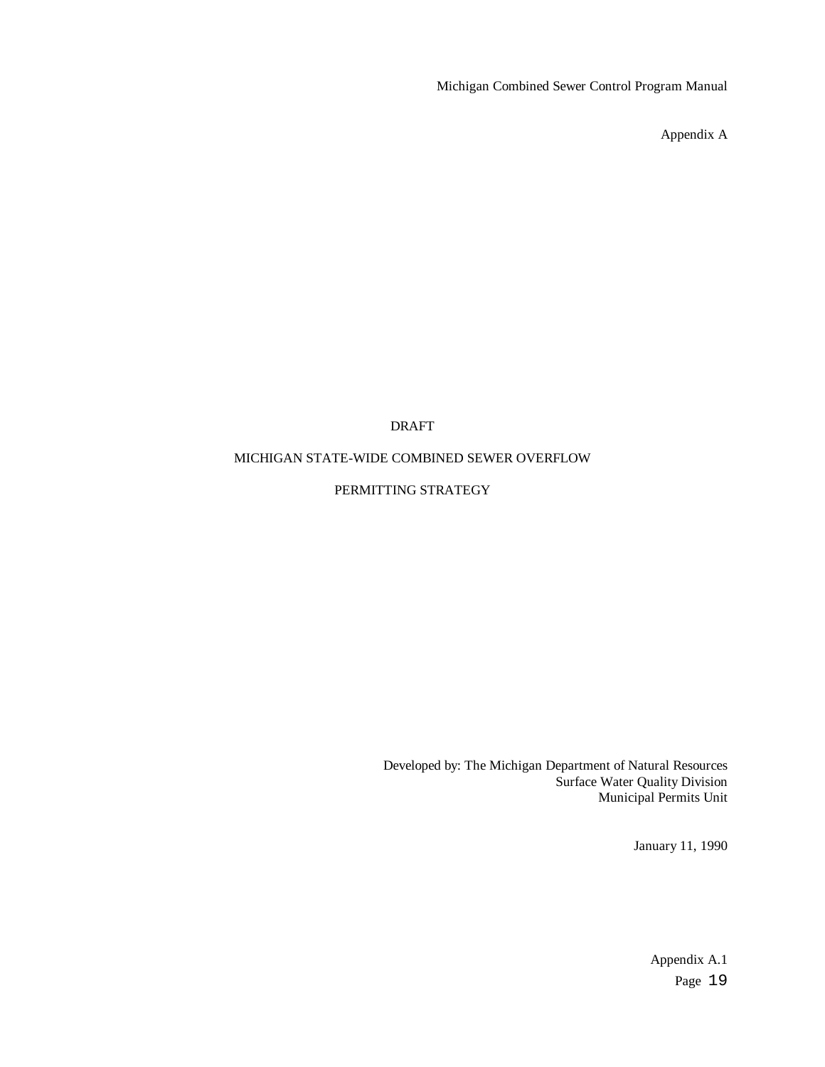Appendix A

DRAFT

# MICHIGAN STATE-WIDE COMBINED SEWER OVERFLOW

# PERMITTING STRATEGY

Developed by: The Michigan Department of Natural Resources
Surface Water Quality Division
Municipal Permits Unit

January 11, 1990

Appendix A.1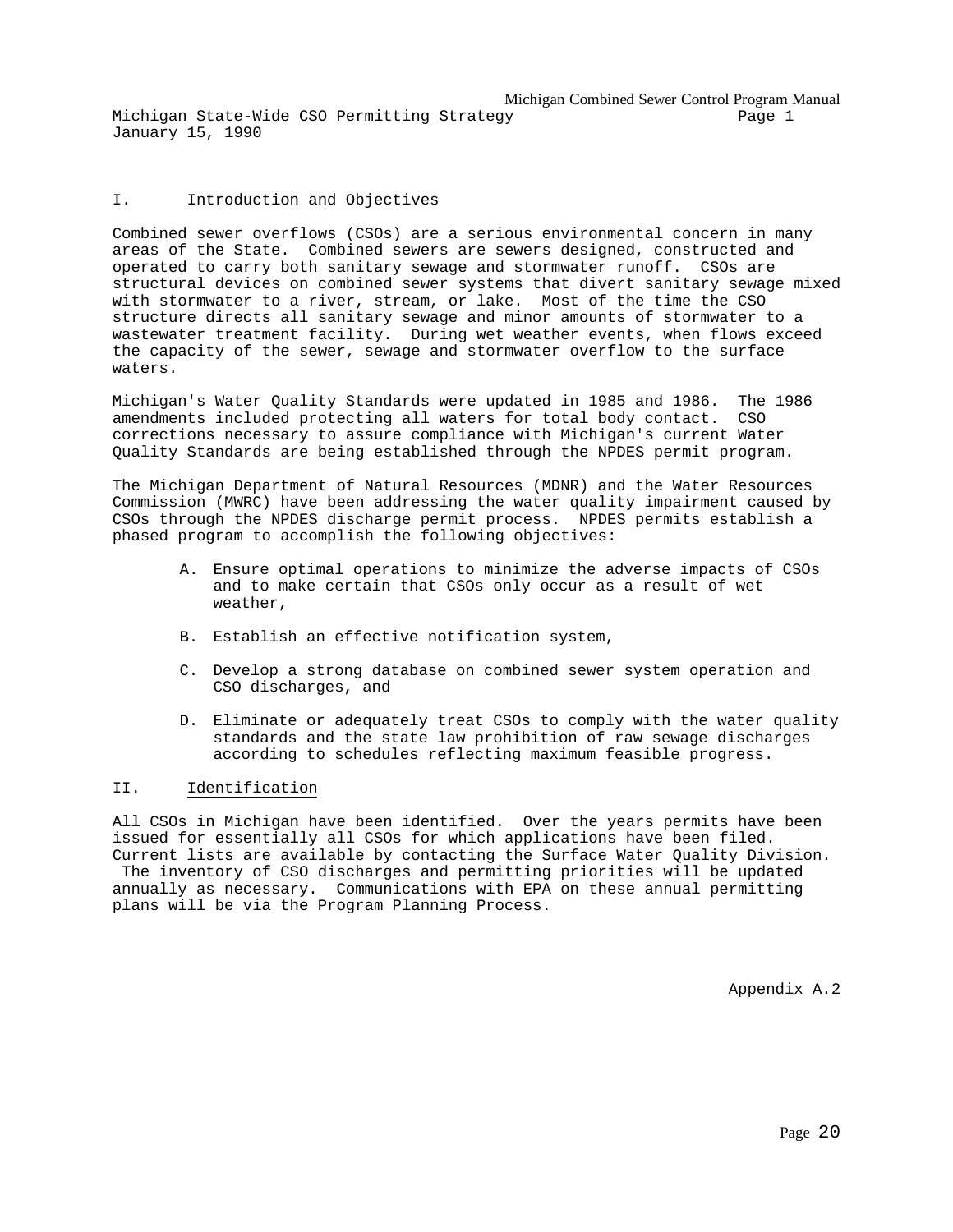## I. Introduction and Objectives

Combined sewer overflows (CSOs) are a serious environmental concern in many areas of the State. Combined sewers are sewers designed, constructed and operated to carry both sanitary sewage and stormwater runoff. CSOs are structural devices on combined sewer systems that divert sanitary sewage mixed with stormwater to a river, stream, or lake. Most of the time the CSO structure directs all sanitary sewage and minor amounts of stormwater to a wastewater treatment facility. During wet weather events, when flows exceed the capacity of the sewer, sewage and stormwater overflow to the surface waters.

Michigan's Water Quality Standards were updated in 1985 and 1986. The 1986 amendments included protecting all waters for total body contact. CSO corrections necessary to assure compliance with Michigan's current Water Quality Standards are being established through the NPDES permit program.

The Michigan Department of Natural Resources (MDNR) and the Water Resources Commission (MWRC) have been addressing the water quality impairment caused by CSOs through the NPDES discharge permit process. NPDES permits establish a phased program to accomplish the following objectives:

A. Ensure optimal operations to minimize the adverse impacts of CSOs and to make certain that CSOs only occur as a result of wet weather,

B. Establish an effective notification system,

C. Develop a strong database on combined sewer system operation and CSO discharges, and

D. Eliminate or adequately treat CSOs to comply with the water quality standards and the state law prohibition of raw sewage discharges according to schedules reflecting maximum feasible progress.

## II. Identification

All CSOs in Michigan have been identified. Over the years permits have been issued for essentially all CSOs for which applications have been filed. Current lists are available by contacting the Surface Water Quality Division. The inventory of CSO discharges and permitting priorities will be updated annually as necessary. Communications with EPA on these annual permitting plans will be via the Program Planning Process.

Appendix A.2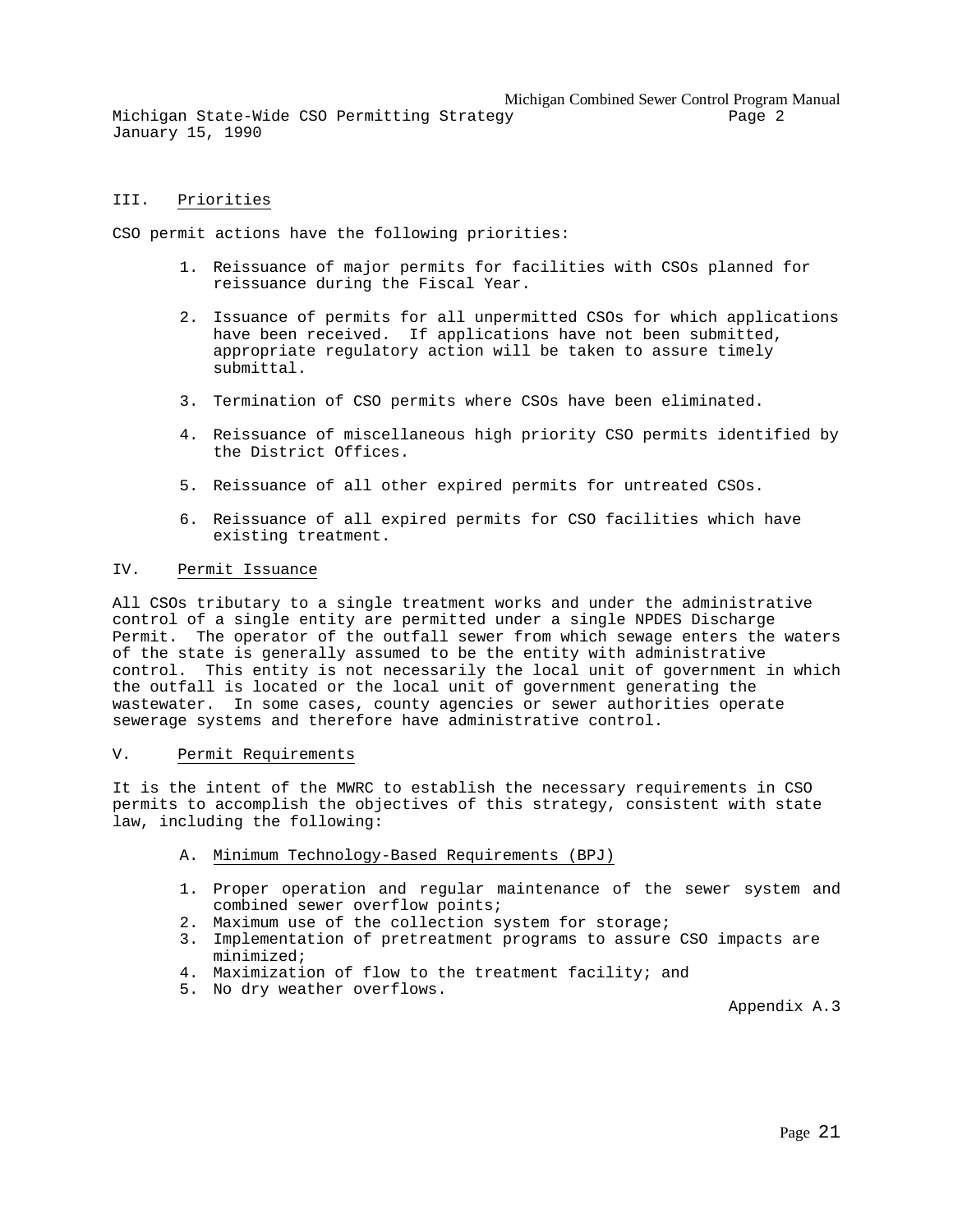## III. Priorities

CSO permit actions have the following priorities:

1. Reissuance of major permits for facilities with CSOs planned for reissuance during the Fiscal Year.

2. Issuance of permits for all unpermitted CSOs for which applications have been received. If applications have not been submitted, appropriate regulatory action will be taken to assure timely submittal.

3. Termination of CSO permits where CSOs have been eliminated.

4. Reissuance of miscellaneous high priority CSO permits identified by the District Offices.

5. Reissuance of all other expired permits for untreated CSOs.

6. Reissuance of all expired permits for CSO facilities which have existing treatment.

## IV. Permit Issuance

All CSOs tributary to a single treatment works and under the administrative control of a single entity are permitted under a single NPDES Discharge Permit. The operator of the outfall sewer from which sewage enters the waters of the state is generally assumed to be the entity with administrative control. This entity is not necessarily the local unit of government in which the outfall is located or the local unit of government generating the wastewater. In some cases, county agencies or sewer authorities operate sewerage systems and therefore have administrative control.

## V. Permit Requirements

It is the intent of the MWRC to establish the necessary requirements in CSO permits to accomplish the objectives of this strategy, consistent with state law, including the following:

### A. Minimum Technology-Based Requirements (BPJ)

1. Proper operation and regular maintenance of the sewer system and combined sewer overflow points;
2. Maximum use of the collection system for storage;
3. Implementation of pretreatment programs to assure CSO impacts are minimized;
4. Maximization of flow to the treatment facility; and
5. No dry weather overflows.

Appendix A.3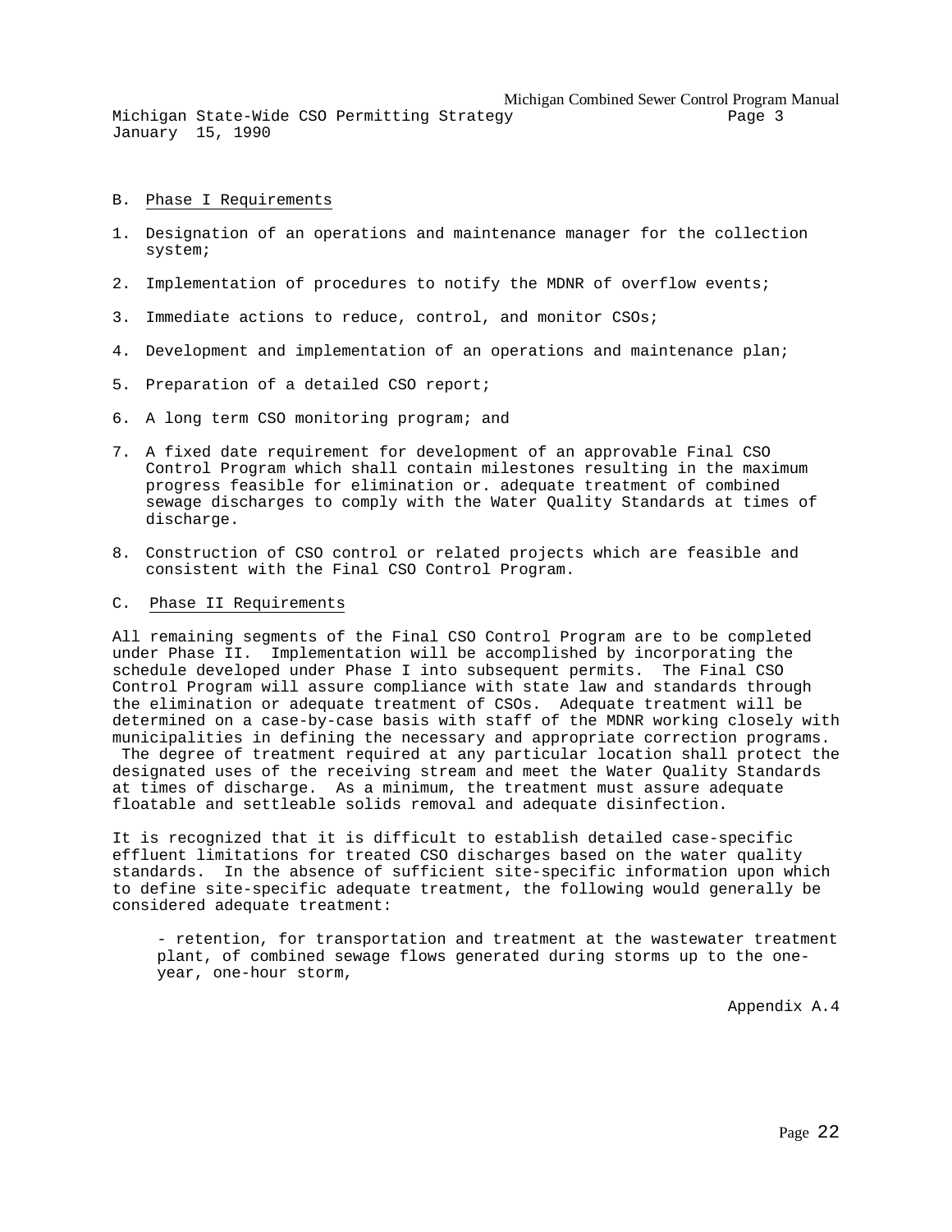B. Phase I Requirements

1. Designation of an operations and maintenance manager for the collection system;

2. Implementation of procedures to notify the MDNR of overflow events;

3. Immediate actions to reduce, control, and monitor CSOs;

4. Development and implementation of an operations and maintenance plan;

5. Preparation of a detailed CSO report;

6. A long term CSO monitoring program; and

7. A fixed date requirement for development of an approvable Final CSO Control Program which shall contain milestones resulting in the maximum progress feasible for elimination or. adequate treatment of combined sewage discharges to comply with the Water Quality Standards at times of discharge.

8. Construction of CSO control or related projects which are feasible and consistent with the Final CSO Control Program.

C. Phase II Requirements

All remaining segments of the Final CSO Control Program are to be completed under Phase II. Implementation will be accomplished by incorporating the schedule developed under Phase I into subsequent permits. The Final CSO Control Program will assure compliance with state law and standards through the elimination or adequate treatment of CSOs. Adequate treatment will be determined on a case-by-case basis with staff of the MDNR working closely with municipalities in defining the necessary and appropriate correction programs. The degree of treatment required at any particular location shall protect the designated uses of the receiving stream and meet the Water Quality Standards at times of discharge. As a minimum, the treatment must assure adequate floatable and settleable solids removal and adequate disinfection.

It is recognized that it is difficult to establish detailed case-specific effluent limitations for treated CSO discharges based on the water quality standards. In the absence of sufficient site-specific information upon which to define site-specific adequate treatment, the following would generally be considered adequate treatment:

- retention, for transportation and treatment at the wastewater treatment plant, of combined sewage flows generated during storms up to the one-year, one-hour storm,

Appendix A.4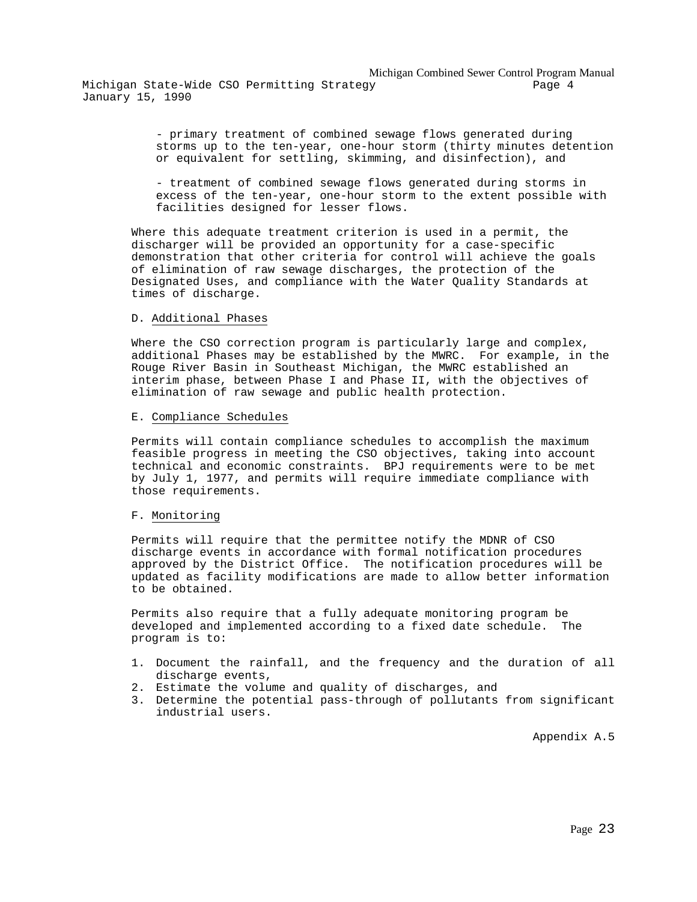- primary treatment of combined sewage flows generated during storms up to the ten-year, one-hour storm (thirty minutes detention or equivalent for settling, skimming, and disinfection), and

- treatment of combined sewage flows generated during storms in excess of the ten-year, one-hour storm to the extent possible with facilities designed for lesser flows.

Where this adequate treatment criterion is used in a permit, the discharger will be provided an opportunity for a case-specific demonstration that other criteria for control will achieve the goals of elimination of raw sewage discharges, the protection of the Designated Uses, and compliance with the Water Quality Standards at times of discharge.

D. Additional Phases

Where the CSO correction program is particularly large and complex, additional Phases may be established by the MWRC. For example, in the Rouge River Basin in Southeast Michigan, the MWRC established an interim phase, between Phase I and Phase II, with the objectives of elimination of raw sewage and public health protection.

E. Compliance Schedules

Permits will contain compliance schedules to accomplish the maximum feasible progress in meeting the CSO objectives, taking into account technical and economic constraints. BPJ requirements were to be met by July 1, 1977, and permits will require immediate compliance with those requirements.

F. Monitoring

Permits will require that the permittee notify the MDNR of CSO discharge events in accordance with formal notification procedures approved by the District Office. The notification procedures will be updated as facility modifications are made to allow better information to be obtained.

Permits also require that a fully adequate monitoring program be developed and implemented according to a fixed date schedule. The program is to:

1. Document the rainfall, and the frequency and the duration of all discharge events,
2. Estimate the volume and quality of discharges, and
3. Determine the potential pass-through of pollutants from significant industrial users.

Appendix A.5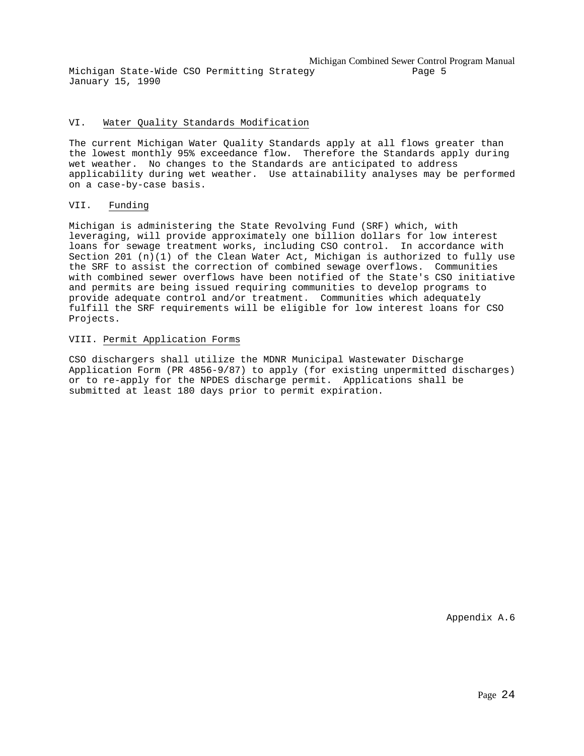## VI. Water Quality Standards Modification

The current Michigan Water Quality Standards apply at all flows greater than the lowest monthly 95% exceedance flow. Therefore the Standards apply during wet weather. No changes to the Standards are anticipated to address applicability during wet weather. Use attainability analyses may be performed on a case-by-case basis.

## VII. Funding

Michigan is administering the State Revolving Fund (SRF) which, with leveraging, will provide approximately one billion dollars for low interest loans for sewage treatment works, including CSO control. In accordance with Section 201 (n)(1) of the Clean Water Act, Michigan is authorized to fully use the SRF to assist the correction of combined sewage overflows. Communities with combined sewer overflows have been notified of the State's CSO initiative and permits are being issued requiring communities to develop programs to provide adequate control and/or treatment. Communities which adequately fulfill the SRF requirements will be eligible for low interest loans for CSO Projects.

## VIII. Permit Application Forms

CSO dischargers shall utilize the MDNR Municipal Wastewater Discharge Application Form (PR 4856-9/87) to apply (for existing unpermitted discharges) or to re-apply for the NPDES discharge permit. Applications shall be submitted at least 180 days prior to permit expiration.

Appendix A.6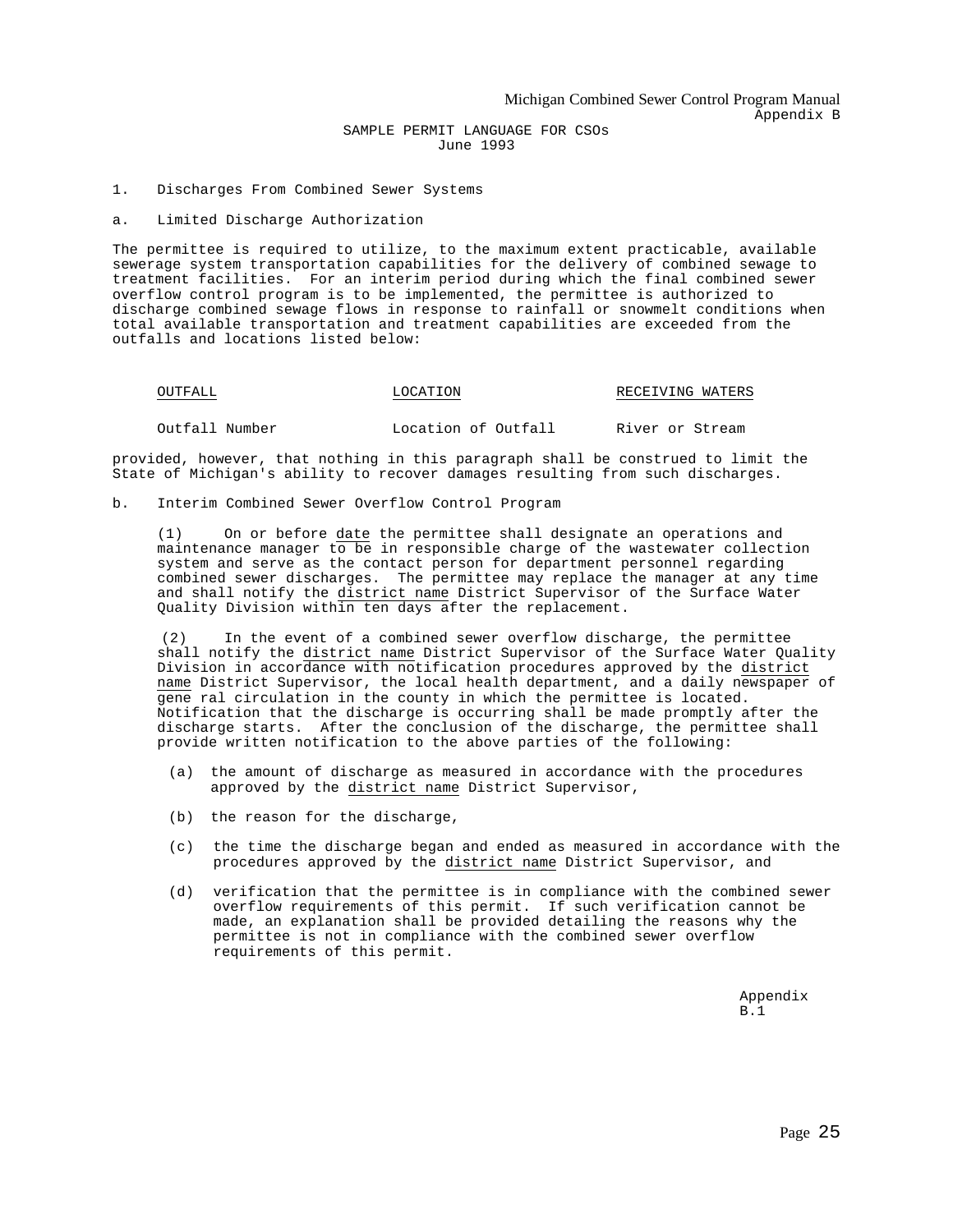SAMPLE PERMIT LANGUAGE FOR CSOs
June 1993

1. Discharges From Combined Sewer Systems

a. Limited Discharge Authorization

The permittee is required to utilize, to the maximum extent practicable, available sewerage system transportation capabilities for the delivery of combined sewage to treatment facilities. For an interim period during which the final combined sewer overflow control program is to be implemented, the permittee is authorized to discharge combined sewage flows in response to rainfall or snowmelt conditions when total available transportation and treatment capabilities are exceeded from the outfalls and locations listed below:

| OUTFALL | LOCATION | RECEIVING WATERS |
|---|---|---|
| Outfall Number | Location of Outfall | River or Stream |

provided, however, that nothing in this paragraph shall be construed to limit the State of Michigan's ability to recover damages resulting from such discharges.

b. Interim Combined Sewer Overflow Control Program

(1) On or before date the permittee shall designate an operations and maintenance manager to be in responsible charge of the wastewater collection system and serve as the contact person for department personnel regarding combined sewer discharges. The permittee may replace the manager at any time and shall notify the district name District Supervisor of the Surface Water Quality Division within ten days after the replacement.

(2) In the event of a combined sewer overflow discharge, the permittee shall notify the district name District Supervisor of the Surface Water Quality Division in accordance with notification procedures approved by the district name District Supervisor, the local health department, and a daily newspaper of gene ral circulation in the county in which the permittee is located. Notification that the discharge is occurring shall be made promptly after the discharge starts. After the conclusion of the discharge, the permittee shall provide written notification to the above parties of the following:

(a) the amount of discharge as measured in accordance with the procedures approved by the district name District Supervisor,

(b) the reason for the discharge,

(c) the time the discharge began and ended as measured in accordance with the procedures approved by the district name District Supervisor, and

(d) verification that the permittee is in compliance with the combined sewer overflow requirements of this permit. If such verification cannot be made, an explanation shall be provided detailing the reasons why the permittee is not in compliance with the combined sewer overflow requirements of this permit.

Appendix B.1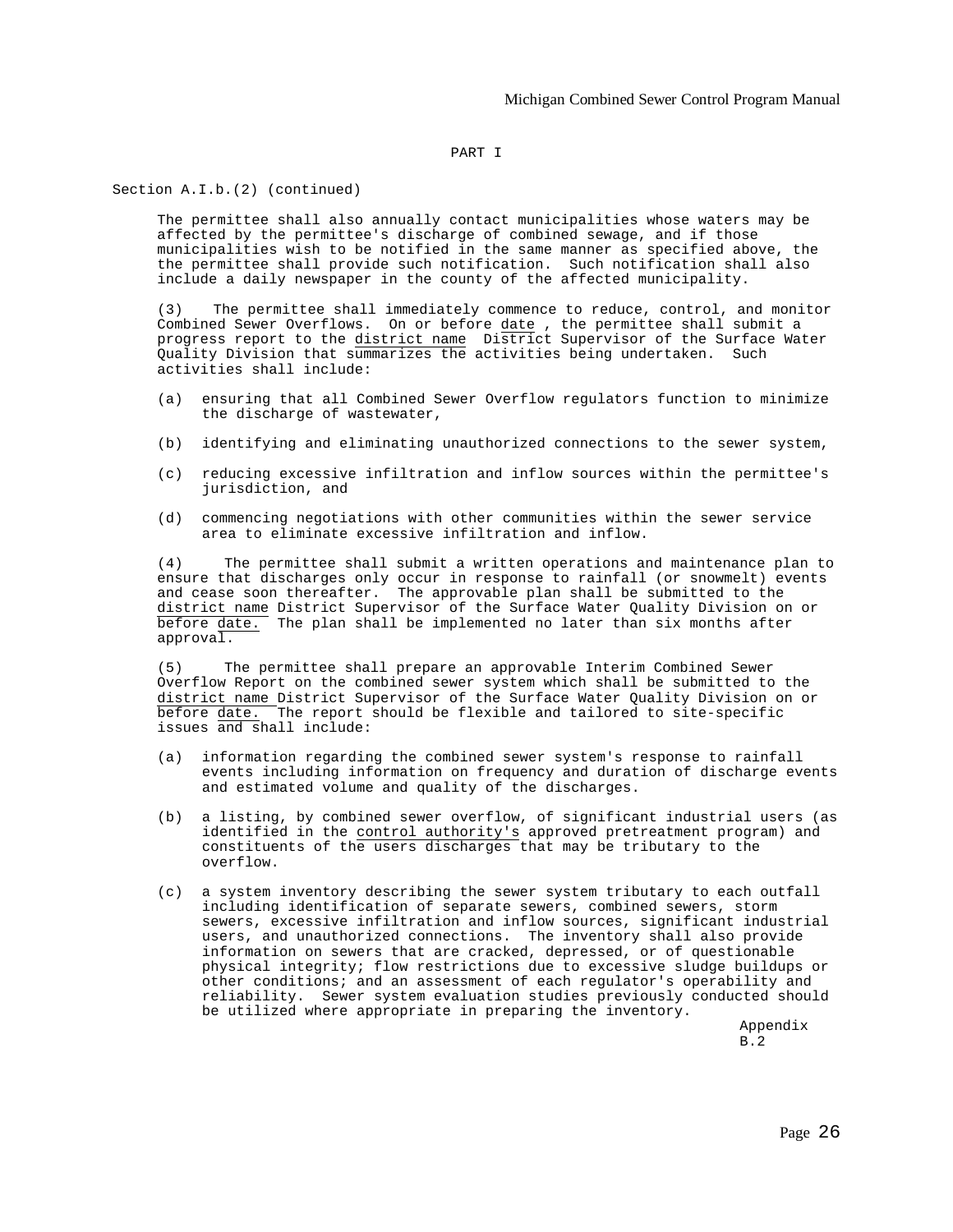PART I

Section A.I.b.(2) (continued)

The permittee shall also annually contact municipalities whose waters may be affected by the permittee's discharge of combined sewage, and if those municipalities wish to be notified in the same manner as specified above, the the permittee shall provide such notification. Such notification shall also include a daily newspaper in the county of the affected municipality.

(3) The permittee shall immediately commence to reduce, control, and monitor Combined Sewer Overflows. On or before <u>date</u> , the permittee shall submit a progress report to the <u>district name</u> District Supervisor of the Surface Water Quality Division that summarizes the activities being undertaken. Such activities shall include:

(a) ensuring that all Combined Sewer Overflow regulators function to minimize the discharge of wastewater,

(b) identifying and eliminating unauthorized connections to the sewer system,

(c) reducing excessive infiltration and inflow sources within the permittee's jurisdiction, and

(d) commencing negotiations with other communities within the sewer service area to eliminate excessive infiltration and inflow.

(4) The permittee shall submit a written operations and maintenance plan to ensure that discharges only occur in response to rainfall (or snowmelt) events and cease soon thereafter. The approvable plan shall be submitted to the <u>district name</u> District Supervisor of the Surface Water Quality Division on or before <u>date.</u> The plan shall be implemented no later than six months after approval.

(5) The permittee shall prepare an approvable Interim Combined Sewer Overflow Report on the combined sewer system which shall be submitted to the <u>district name</u> District Supervisor of the Surface Water Quality Division on or before <u>date.</u> The report should be flexible and tailored to site-specific issues and shall include:

(a) information regarding the combined sewer system's response to rainfall events including information on frequency and duration of discharge events and estimated volume and quality of the discharges.

(b) a listing, by combined sewer overflow, of significant industrial users (as identified in the <u>control authority's</u> approved pretreatment program) and constituents of the users discharges that may be tributary to the overflow.

(c) a system inventory describing the sewer system tributary to each outfall including identification of separate sewers, combined sewers, storm sewers, excessive infiltration and inflow sources, significant industrial users, and unauthorized connections. The inventory shall also provide information on sewers that are cracked, depressed, or of questionable physical integrity; flow restrictions due to excessive sludge buildups or other conditions; and an assessment of each regulator's operability and reliability. Sewer system evaluation studies previously conducted should be utilized where appropriate in preparing the inventory.

Appendix B.2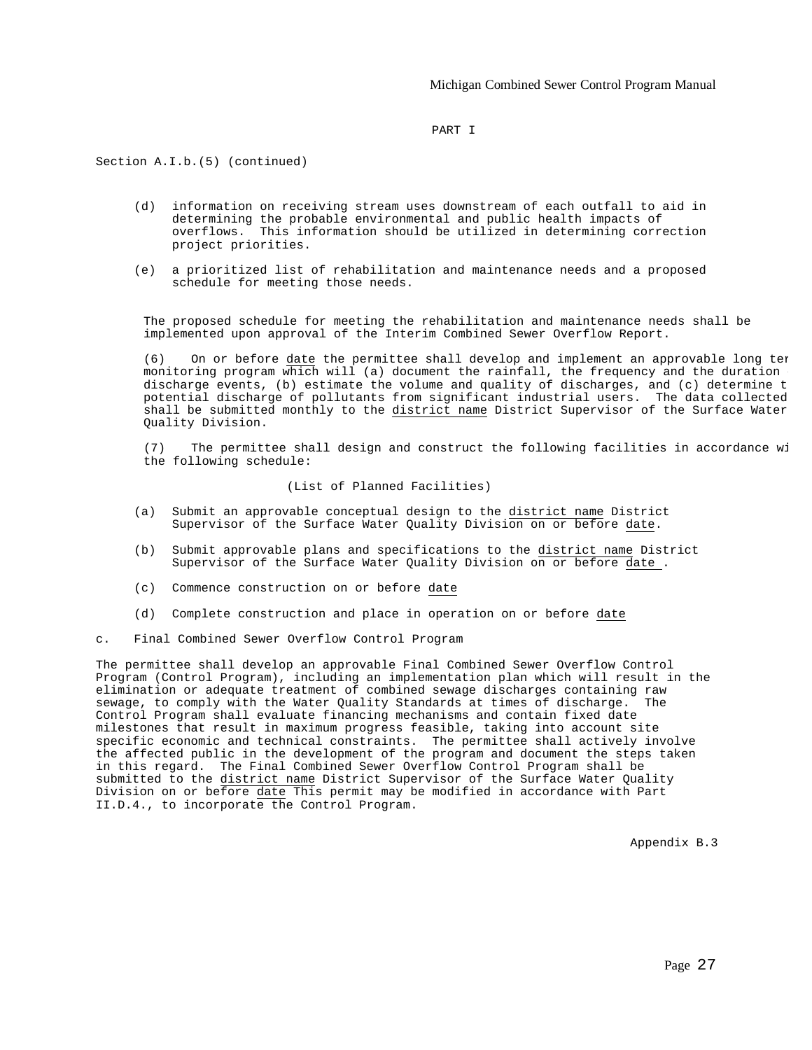PART I

Section A.I.b.(5) (continued)

(d) information on receiving stream uses downstream of each outfall to aid in determining the probable environmental and public health impacts of overflows. This information should be utilized in determining correction project priorities.

(e) a prioritized list of rehabilitation and maintenance needs and a proposed schedule for meeting those needs.

The proposed schedule for meeting the rehabilitation and maintenance needs shall be implemented upon approval of the Interim Combined Sewer Overflow Report.

(6) On or before date the permittee shall develop and implement an approvable long ter monitoring program which will (a) document the rainfall, the frequency and the duration discharge events, (b) estimate the volume and quality of discharges, and (c) determine t potential discharge of pollutants from significant industrial users. The data collected shall be submitted monthly to the district name District Supervisor of the Surface Water Quality Division.

(7) The permittee shall design and construct the following facilities in accordance wi the following schedule:

(List of Planned Facilities)

(a) Submit an approvable conceptual design to the district name District Supervisor of the Surface Water Quality Division on or before date.

(b) Submit approvable plans and specifications to the district name District Supervisor of the Surface Water Quality Division on or before date .

(c) Commence construction on or before date

(d) Complete construction and place in operation on or before date

c. Final Combined Sewer Overflow Control Program

The permittee shall develop an approvable Final Combined Sewer Overflow Control Program (Control Program), including an implementation plan which will result in the elimination or adequate treatment of combined sewage discharges containing raw sewage, to comply with the Water Quality Standards at times of discharge. The Control Program shall evaluate financing mechanisms and contain fixed date milestones that result in maximum progress feasible, taking into account site specific economic and technical constraints. The permittee shall actively involve the affected public in the development of the program and document the steps taken in this regard. The Final Combined Sewer Overflow Control Program shall be submitted to the district name District Supervisor of the Surface Water Quality Division on or before date This permit may be modified in accordance with Part II.D.4., to incorporate the Control Program.

Appendix B.3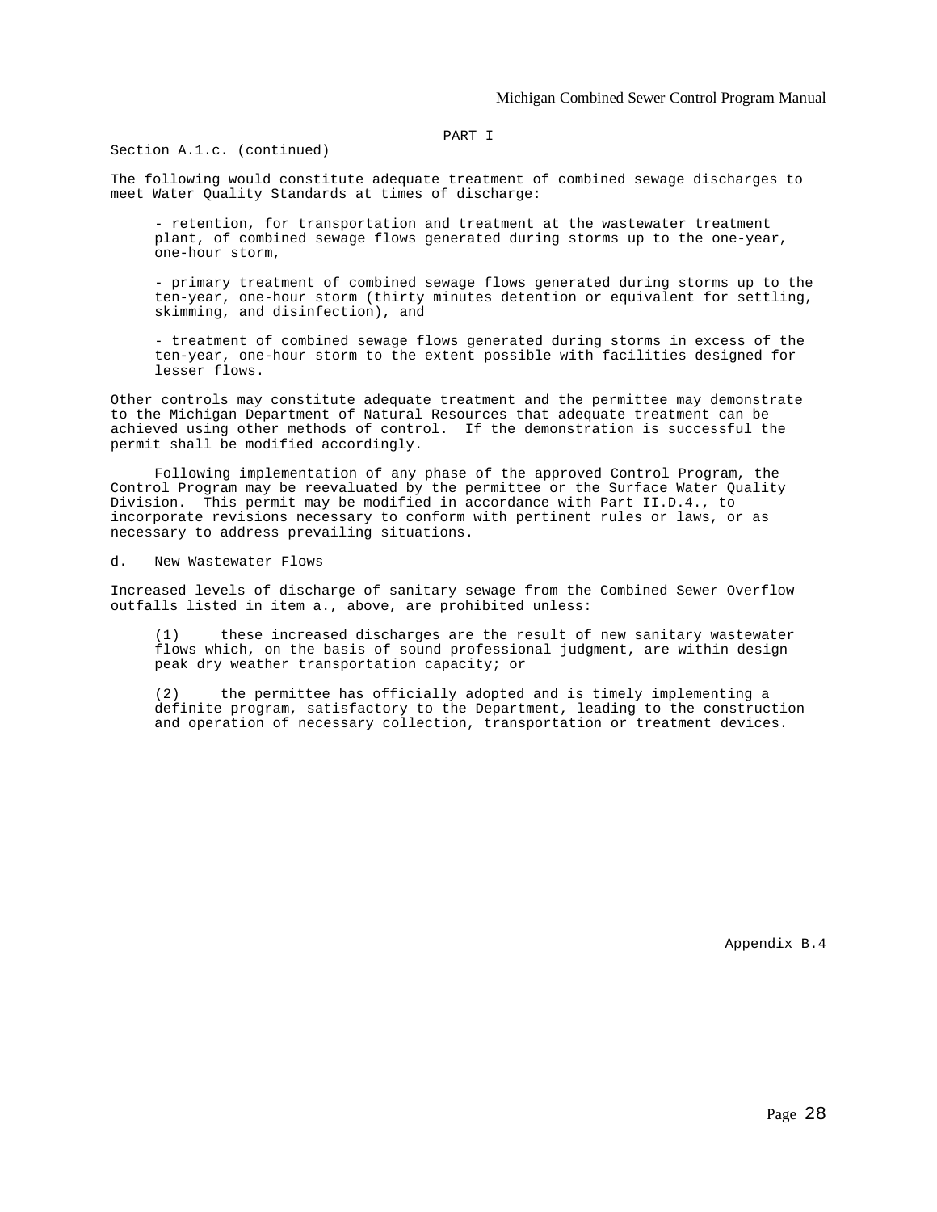PART I

Section A.1.c. (continued)

The following would constitute adequate treatment of combined sewage discharges to meet Water Quality Standards at times of discharge:

- retention, for transportation and treatment at the wastewater treatment plant, of combined sewage flows generated during storms up to the one-year, one-hour storm,

- primary treatment of combined sewage flows generated during storms up to the ten-year, one-hour storm (thirty minutes detention or equivalent for settling, skimming, and disinfection), and

- treatment of combined sewage flows generated during storms in excess of the ten-year, one-hour storm to the extent possible with facilities designed for lesser flows.

Other controls may constitute adequate treatment and the permittee may demonstrate to the Michigan Department of Natural Resources that adequate treatment can be achieved using other methods of control. If the demonstration is successful the permit shall be modified accordingly.

Following implementation of any phase of the approved Control Program, the Control Program may be reevaluated by the permittee or the Surface Water Quality Division. This permit may be modified in accordance with Part II.D.4., to incorporate revisions necessary to conform with pertinent rules or laws, or as necessary to address prevailing situations.

d. New Wastewater Flows

Increased levels of discharge of sanitary sewage from the Combined Sewer Overflow outfalls listed in item a., above, are prohibited unless:

(1) these increased discharges are the result of new sanitary wastewater flows which, on the basis of sound professional judgment, are within design peak dry weather transportation capacity; or

(2) the permittee has officially adopted and is timely implementing a definite program, satisfactory to the Department, leading to the construction and operation of necessary collection, transportation or treatment devices.

Appendix B.4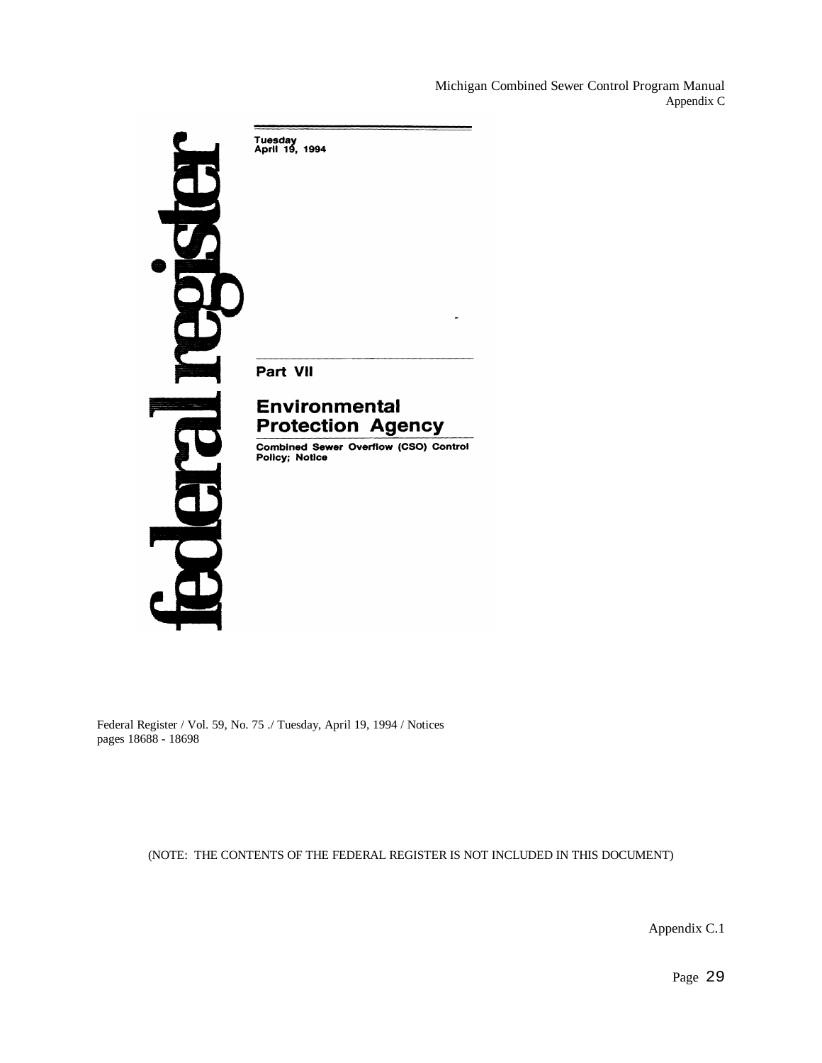federal register

Tuesday
April 19, 1994

## Part VII

## Environmental Protection Agency

**Combined Sewer Overflow (CSO) Control Policy; Notice**

Federal Register / Vol. 59, No. 75 ./ Tuesday, April 19, 1994 / Notices
pages 18688 - 18698

(NOTE: THE CONTENTS OF THE FEDERAL REGISTER IS NOT INCLUDED IN THIS DOCUMENT)

Appendix C.1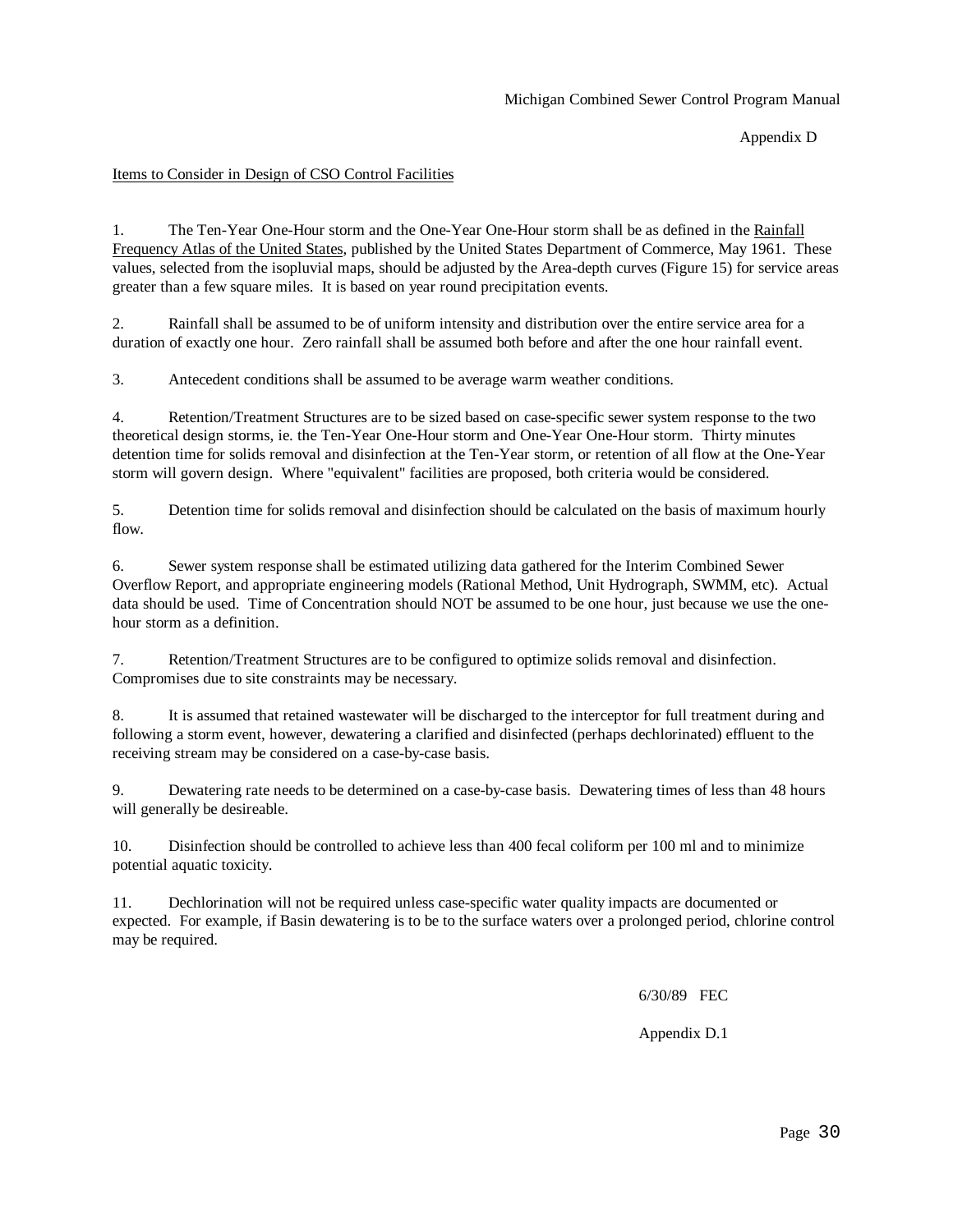Appendix D

Items to Consider in Design of CSO Control Facilities

1. The Ten-Year One-Hour storm and the One-Year One-Hour storm shall be as defined in the Rainfall Frequency Atlas of the United States, published by the United States Department of Commerce, May 1961. These values, selected from the isopluvial maps, should be adjusted by the Area-depth curves (Figure 15) for service areas greater than a few square miles. It is based on year round precipitation events.

2. Rainfall shall be assumed to be of uniform intensity and distribution over the entire service area for a duration of exactly one hour. Zero rainfall shall be assumed both before and after the one hour rainfall event.

3. Antecedent conditions shall be assumed to be average warm weather conditions.

4. Retention/Treatment Structures are to be sized based on case-specific sewer system response to the two theoretical design storms, ie. the Ten-Year One-Hour storm and One-Year One-Hour storm. Thirty minutes detention time for solids removal and disinfection at the Ten-Year storm, or retention of all flow at the One-Year storm will govern design. Where "equivalent" facilities are proposed, both criteria would be considered.

5. Detention time for solids removal and disinfection should be calculated on the basis of maximum hourly flow.

6. Sewer system response shall be estimated utilizing data gathered for the Interim Combined Sewer Overflow Report, and appropriate engineering models (Rational Method, Unit Hydrograph, SWMM, etc). Actual data should be used. Time of Concentration should NOT be assumed to be one hour, just because we use the one-hour storm as a definition.

7. Retention/Treatment Structures are to be configured to optimize solids removal and disinfection. Compromises due to site constraints may be necessary.

8. It is assumed that retained wastewater will be discharged to the interceptor for full treatment during and following a storm event, however, dewatering a clarified and disinfected (perhaps dechlorinated) effluent to the receiving stream may be considered on a case-by-case basis.

9. Dewatering rate needs to be determined on a case-by-case basis. Dewatering times of less than 48 hours will generally be desireable.

10. Disinfection should be controlled to achieve less than 400 fecal coliform per 100 ml and to minimize potential aquatic toxicity.

11. Dechlorination will not be required unless case-specific water quality impacts are documented or expected. For example, if Basin dewatering is to be to the surface waters over a prolonged period, chlorine control may be required.

6/30/89 FEC

Appendix D.1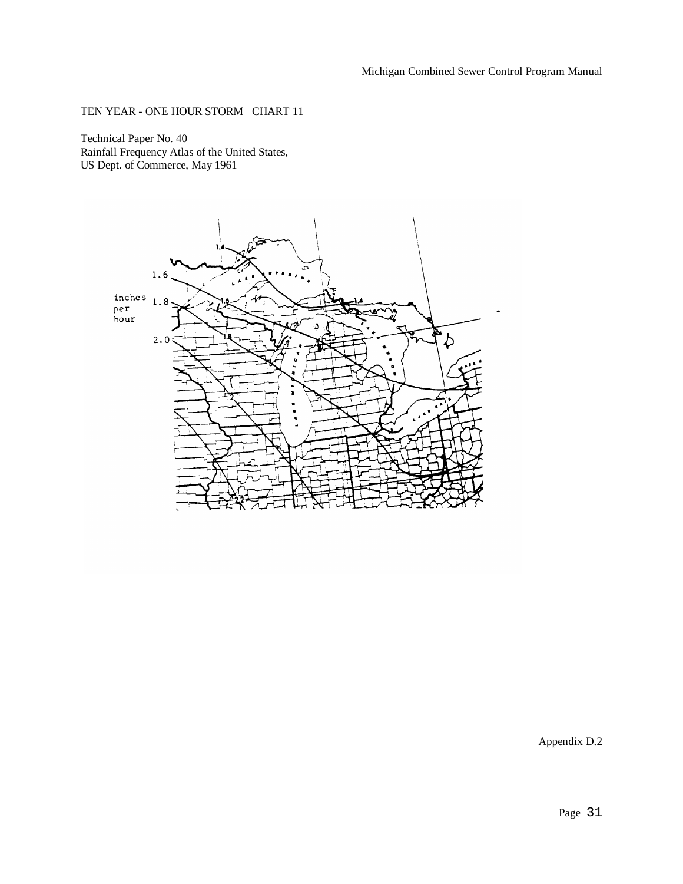TEN YEAR - ONE HOUR STORM CHART 11

Technical Paper No. 40
Rainfall Frequency Atlas of the United States,
US Dept. of Commerce, May 1961

inches per hour

1.4

1.6

1.8

2.0

2

2.2

Appendix D.2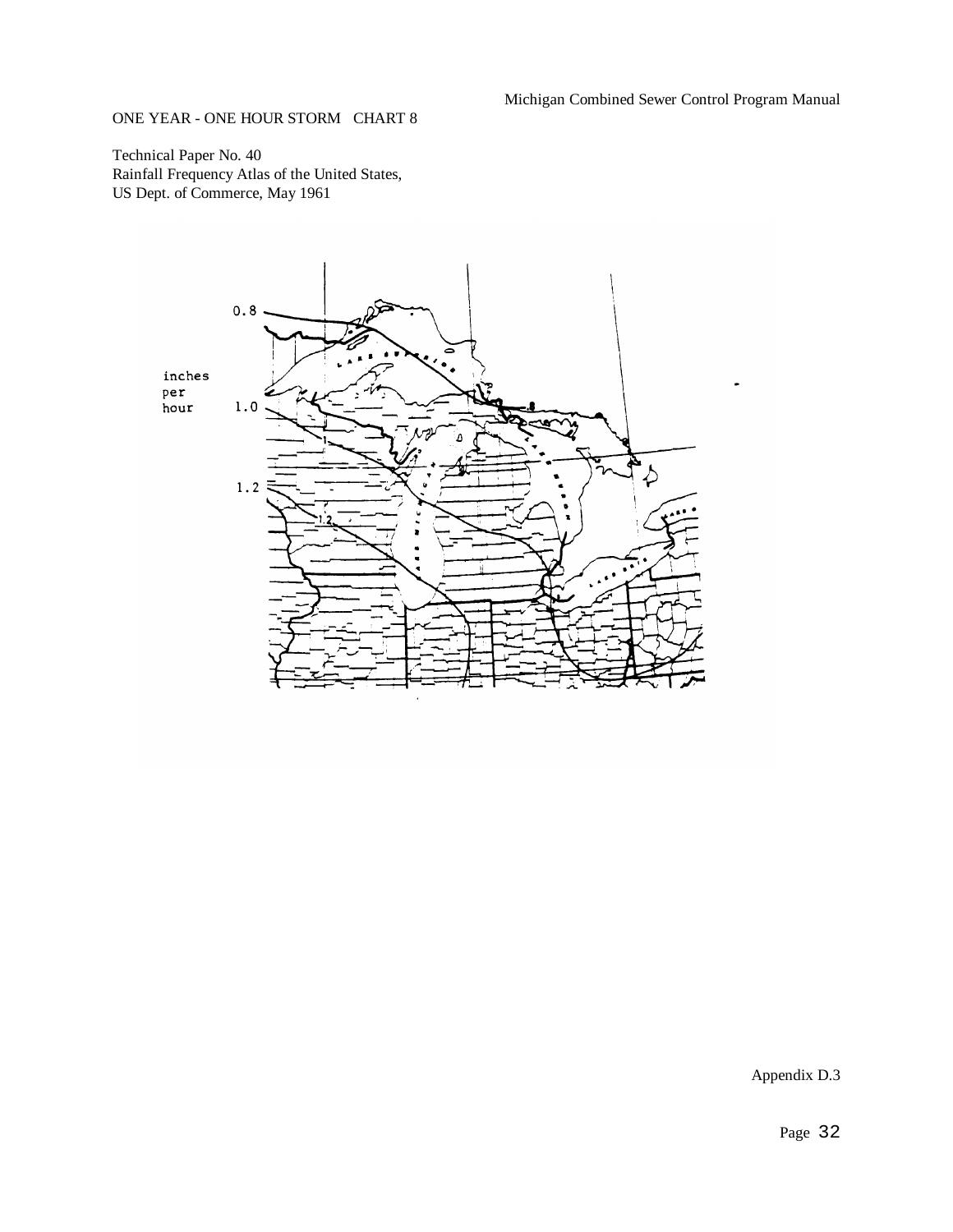ONE YEAR - ONE HOUR STORM CHART 8

Technical Paper No. 40
Rainfall Frequency Atlas of the United States,
US Dept. of Commerce, May 1961

inches per hour

0.8

1.0

1.2

Appendix D.3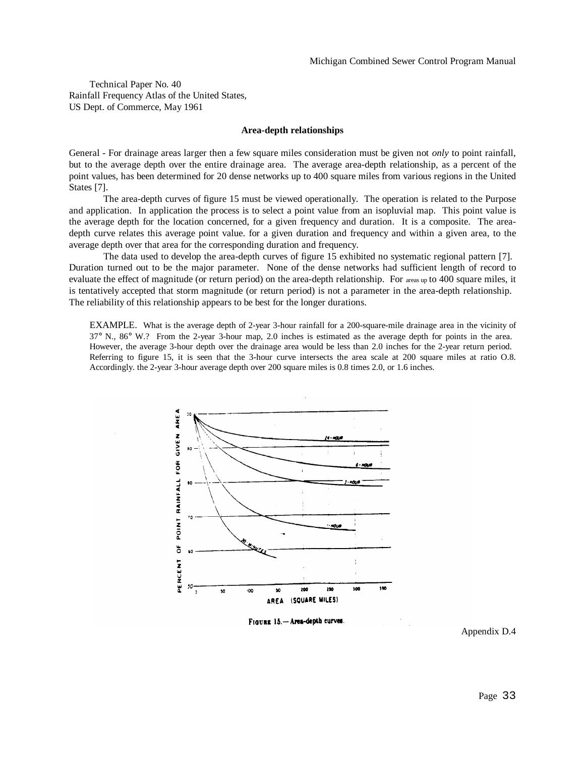Technical Paper No. 40
Rainfall Frequency Atlas of the United States,
US Dept. of Commerce, May 1961

**Area-depth relationships**

General - For drainage areas larger then a few square miles consideration must be given not *only* to point rainfall, but to the average depth over the entire drainage area. The average area-depth relationship, as a percent of the point values, has been determined for 20 dense networks up to 400 square miles from various regions in the United States [7].

The area-depth curves of figure 15 must be viewed operationally. The operation is related to the Purpose and application. In application the process is to select a point value from an isopluvial map. This point value is the average depth for the location concerned, for a given frequency and duration. It is a composite. The area-depth curve relates this average point value. for a given duration and frequency and within a given area, to the average depth over that area for the corresponding duration and frequency.

The data used to develop the area-depth curves of figure 15 exhibited no systematic regional pattern [7]. Duration turned out to be the major parameter. None of the dense networks had sufficient length of record to evaluate the effect of magnitude (or return period) on the area-depth relationship. For areas up to 400 square miles, it is tentatively accepted that storm magnitude (or return period) is not a parameter in the area-depth relationship. The reliability of this relationship appears to be best for the longer durations.

EXAMPLE. What is the average depth of 2-year 3-hour rainfall for a 200-square-mile drainage area in the vicinity of 37° N., 86° W.? From the 2-year 3-hour map, 2.0 inches is estimated as the average depth for points in the area. However, the average 3-hour depth over the drainage area would be less than 2.0 inches for the 2-year return period. Referring to figure 15, it is seen that the 3-hour curve intersects the area scale at 200 square miles at ratio O.8. Accordingly. the 2-year 3-hour average depth over 200 square miles is 0.8 times 2.0, or 1.6 inches.

PERCENT OF POINT RAINFALL FOR GIVEN AREA

100
90
80
70
60
50

0 50 100 150 200 250 300 350

AREA (SQUARE MILES)

24-HOUR
6-HOUR
3-HOUR
1-HOUR
30-MINUTES

FIGURE 15.—Area-depth curves.

Appendix D.4